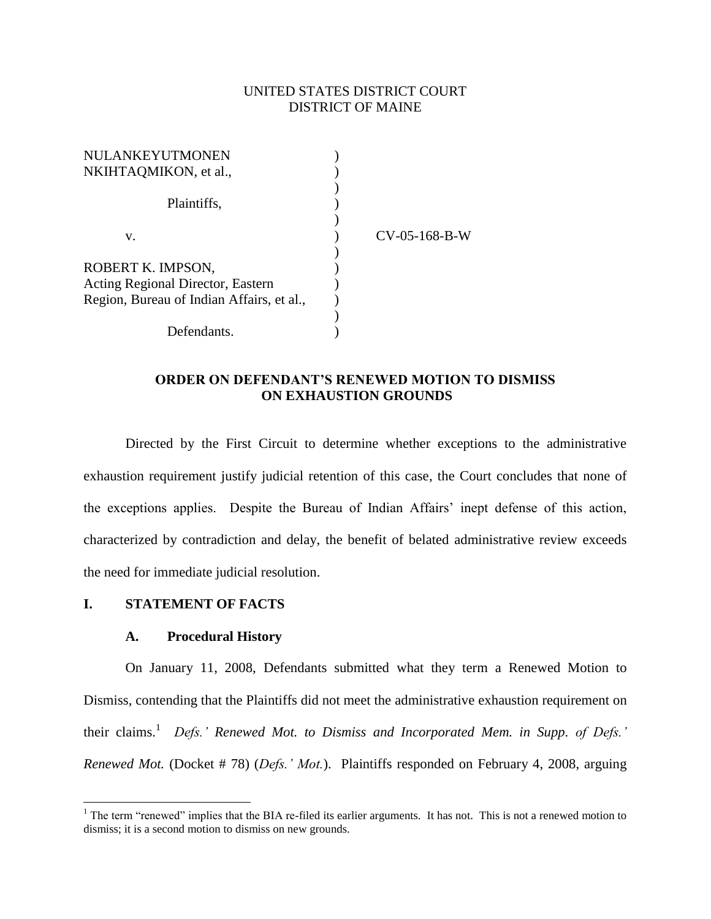UNITED STATES DISTRICT COURT
DISTRICT OF MAINE

| | | |
|---|---|---|
| NULANKEYUTMONEN NKIHTAQMIKON, et al., | ) | |
| | ) | |
| Plaintiffs, | ) | |
| | ) | |
| v. | ) | CV-05-168-B-W |
| | ) | |
| ROBERT K. IMPSON, Acting Regional Director, Eastern Region, Bureau of Indian Affairs, et al., | ) | |
| | ) | |
| Defendants. | ) | |

**ORDER ON DEFENDANT'S RENEWED MOTION TO DISMISS ON EXHAUSTION GROUNDS**

Directed by the First Circuit to determine whether exceptions to the administrative exhaustion requirement justify judicial retention of this case, the Court concludes that none of the exceptions applies. Despite the Bureau of Indian Affairs' inept defense of this action, characterized by contradiction and delay, the benefit of belated administrative review exceeds the need for immediate judicial resolution.

## I. STATEMENT OF FACTS

### A. Procedural History

On January 11, 2008, Defendants submitted what they term a Renewed Motion to Dismiss, contending that the Plaintiffs did not meet the administrative exhaustion requirement on their claims.[1] *Defs.' Renewed Mot. to Dismiss and Incorporated Mem. in Supp. of Defs.' Renewed Mot.* (Docket # 78) (*Defs.' Mot.*). Plaintiffs responded on February 4, 2008, arguing

[1] The term "renewed" implies that the BIA re-filed its earlier arguments. It has not. This is not a renewed motion to dismiss; it is a second motion to dismiss on new grounds.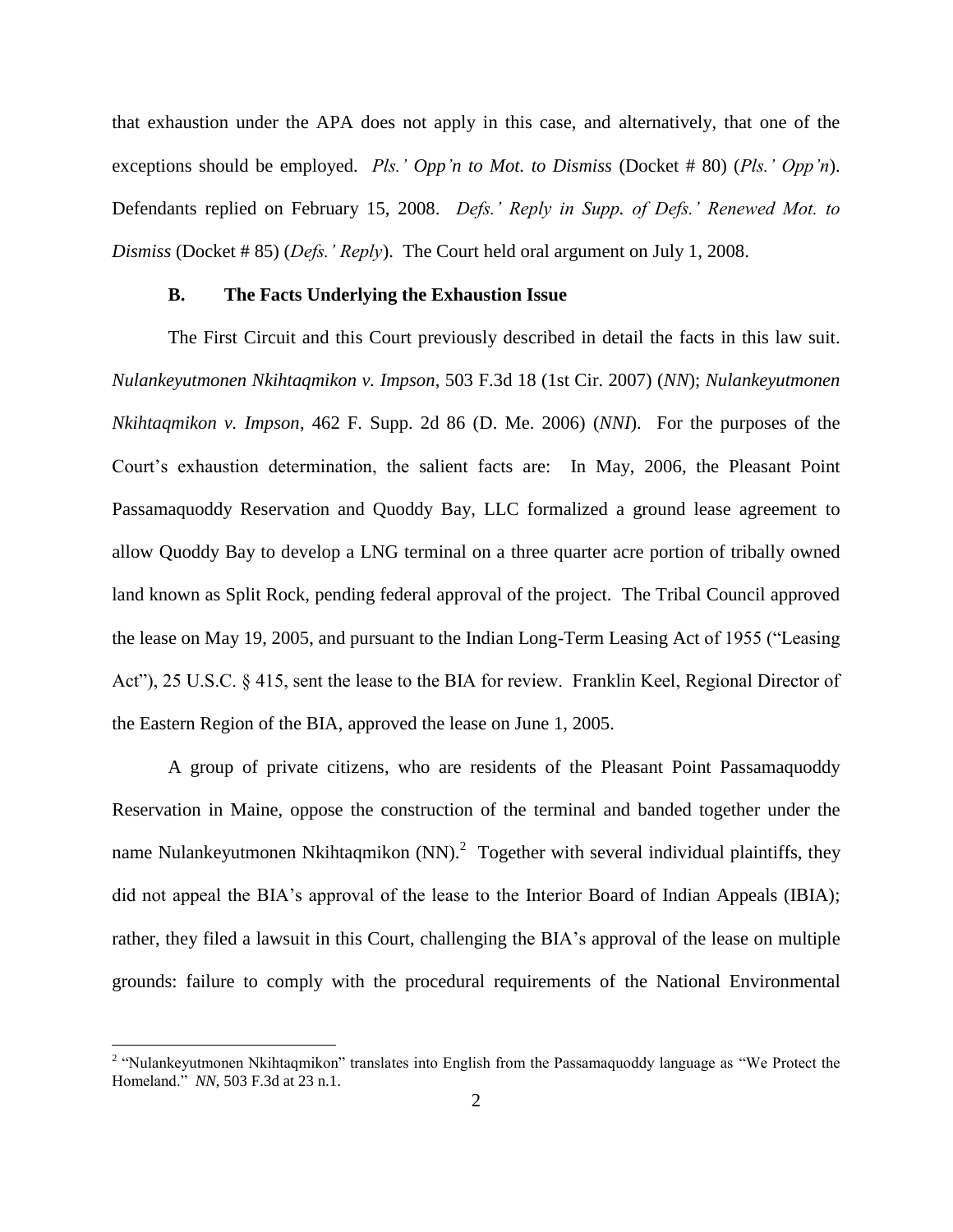that exhaustion under the APA does not apply in this case, and alternatively, that one of the exceptions should be employed. *Pls.' Opp'n to Mot. to Dismiss* (Docket # 80) (*Pls.' Opp'n*). Defendants replied on February 15, 2008. *Defs.' Reply in Supp. of Defs.' Renewed Mot. to Dismiss* (Docket # 85) (*Defs.' Reply*). The Court held oral argument on July 1, 2008.

### B. The Facts Underlying the Exhaustion Issue

The First Circuit and this Court previously described in detail the facts in this law suit. *Nulankeyutmonen Nkihtaqmikon v. Impson*, 503 F.3d 18 (1st Cir. 2007) (*NN*); *Nulankeyutmonen Nkihtaqmikon v. Impson*, 462 F. Supp. 2d 86 (D. Me. 2006) (*NNI*). For the purposes of the Court's exhaustion determination, the salient facts are: In May, 2006, the Pleasant Point Passamaquoddy Reservation and Quoddy Bay, LLC formalized a ground lease agreement to allow Quoddy Bay to develop a LNG terminal on a three quarter acre portion of tribally owned land known as Split Rock, pending federal approval of the project. The Tribal Council approved the lease on May 19, 2005, and pursuant to the Indian Long-Term Leasing Act of 1955 ("Leasing Act"), 25 U.S.C. § 415, sent the lease to the BIA for review. Franklin Keel, Regional Director of the Eastern Region of the BIA, approved the lease on June 1, 2005.

A group of private citizens, who are residents of the Pleasant Point Passamaquoddy Reservation in Maine, oppose the construction of the terminal and banded together under the name Nulankeyutmonen Nkihtaqmikon (NN).[2] Together with several individual plaintiffs, they did not appeal the BIA's approval of the lease to the Interior Board of Indian Appeals (IBIA); rather, they filed a lawsuit in this Court, challenging the BIA's approval of the lease on multiple grounds: failure to comply with the procedural requirements of the National Environmental

[2] "Nulankeyutmonen Nkihtaqmikon" translates into English from the Passamaquoddy language as "We Protect the Homeland." *NN*, 503 F.3d at 23 n.1.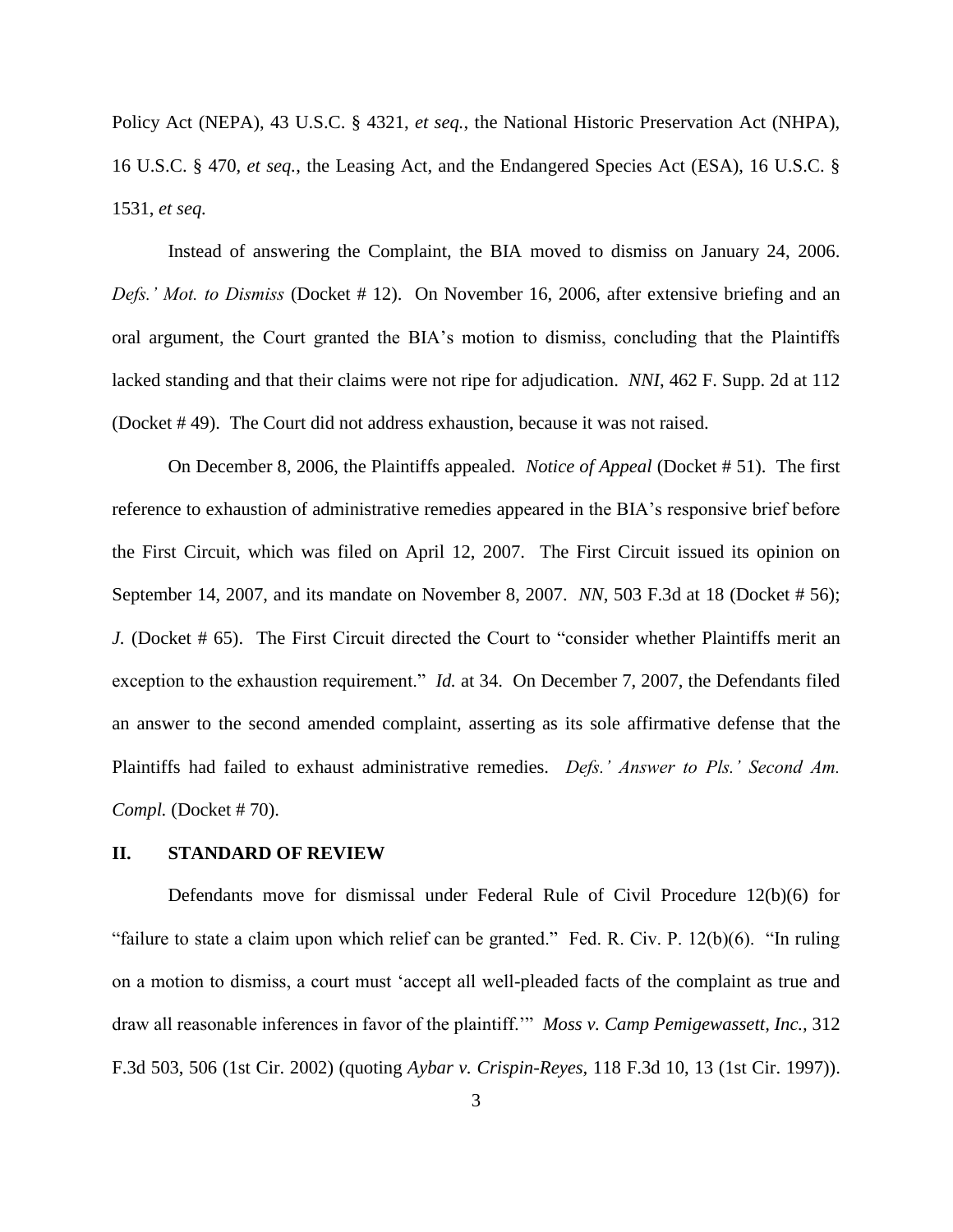Policy Act (NEPA), 43 U.S.C. § 4321, *et seq.*, the National Historic Preservation Act (NHPA), 16 U.S.C. § 470, *et seq.*, the Leasing Act, and the Endangered Species Act (ESA), 16 U.S.C. § 1531, *et seq.*

Instead of answering the Complaint, the BIA moved to dismiss on January 24, 2006. *Defs.' Mot. to Dismiss* (Docket # 12). On November 16, 2006, after extensive briefing and an oral argument, the Court granted the BIA's motion to dismiss, concluding that the Plaintiffs lacked standing and that their claims were not ripe for adjudication. *NNI*, 462 F. Supp. 2d at 112 (Docket # 49). The Court did not address exhaustion, because it was not raised.

On December 8, 2006, the Plaintiffs appealed. *Notice of Appeal* (Docket # 51). The first reference to exhaustion of administrative remedies appeared in the BIA's responsive brief before the First Circuit, which was filed on April 12, 2007. The First Circuit issued its opinion on September 14, 2007, and its mandate on November 8, 2007. *NN*, 503 F.3d at 18 (Docket # 56); *J.* (Docket # 65). The First Circuit directed the Court to "consider whether Plaintiffs merit an exception to the exhaustion requirement." *Id.* at 34. On December 7, 2007, the Defendants filed an answer to the second amended complaint, asserting as its sole affirmative defense that the Plaintiffs had failed to exhaust administrative remedies. *Defs.' Answer to Pls.' Second Am. Compl.* (Docket # 70).

## II. STANDARD OF REVIEW

Defendants move for dismissal under Federal Rule of Civil Procedure 12(b)(6) for "failure to state a claim upon which relief can be granted." Fed. R. Civ. P. 12(b)(6). "In ruling on a motion to dismiss, a court must 'accept all well-pleaded facts of the complaint as true and draw all reasonable inferences in favor of the plaintiff.'" *Moss v. Camp Pemigewassett, Inc.*, 312 F.3d 503, 506 (1st Cir. 2002) (quoting *Aybar v. Crispin-Reyes*, 118 F.3d 10, 13 (1st Cir. 1997)).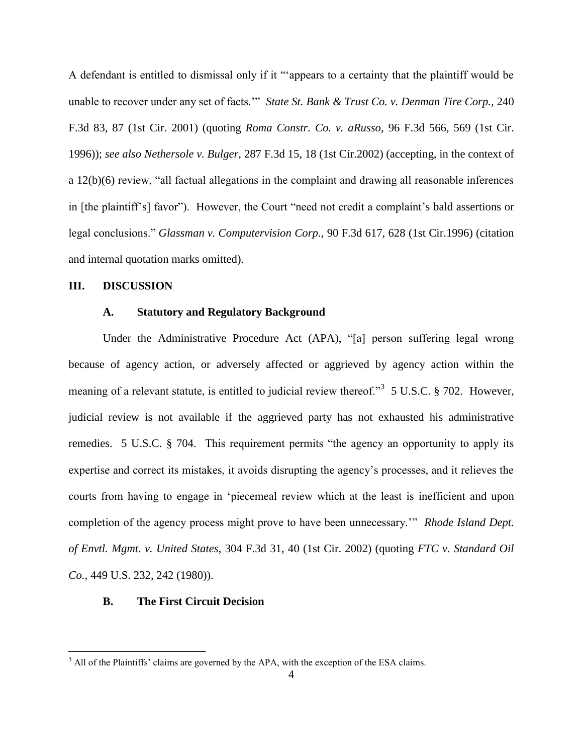A defendant is entitled to dismissal only if it "'appears to a certainty that the plaintiff would be unable to recover under any set of facts.'" *State St. Bank & Trust Co. v. Denman Tire Corp.*, 240 F.3d 83, 87 (1st Cir. 2001) (quoting *Roma Constr. Co. v. aRusso*, 96 F.3d 566, 569 (1st Cir. 1996)); *see also Nethersole v. Bulger*, 287 F.3d 15, 18 (1st Cir.2002) (accepting, in the context of a 12(b)(6) review, "all factual allegations in the complaint and drawing all reasonable inferences in [the plaintiff's] favor"). However, the Court "need not credit a complaint's bald assertions or legal conclusions." *Glassman v. Computervision Corp.*, 90 F.3d 617, 628 (1st Cir.1996) (citation and internal quotation marks omitted).

## III. DISCUSSION

### A. Statutory and Regulatory Background

Under the Administrative Procedure Act (APA), "[a] person suffering legal wrong because of agency action, or adversely affected or aggrieved by agency action within the meaning of a relevant statute, is entitled to judicial review thereof."[3] 5 U.S.C. § 702. However, judicial review is not available if the aggrieved party has not exhausted his administrative remedies. 5 U.S.C. § 704. This requirement permits "the agency an opportunity to apply its expertise and correct its mistakes, it avoids disrupting the agency's processes, and it relieves the courts from having to engage in 'piecemeal review which at the least is inefficient and upon completion of the agency process might prove to have been unnecessary.'" *Rhode Island Dept. of Envtl. Mgmt. v. United States*, 304 F.3d 31, 40 (1st Cir. 2002) (quoting *FTC v. Standard Oil Co.*, 449 U.S. 232, 242 (1980)).

### B. The First Circuit Decision

[3] All of the Plaintiffs' claims are governed by the APA, with the exception of the ESA claims.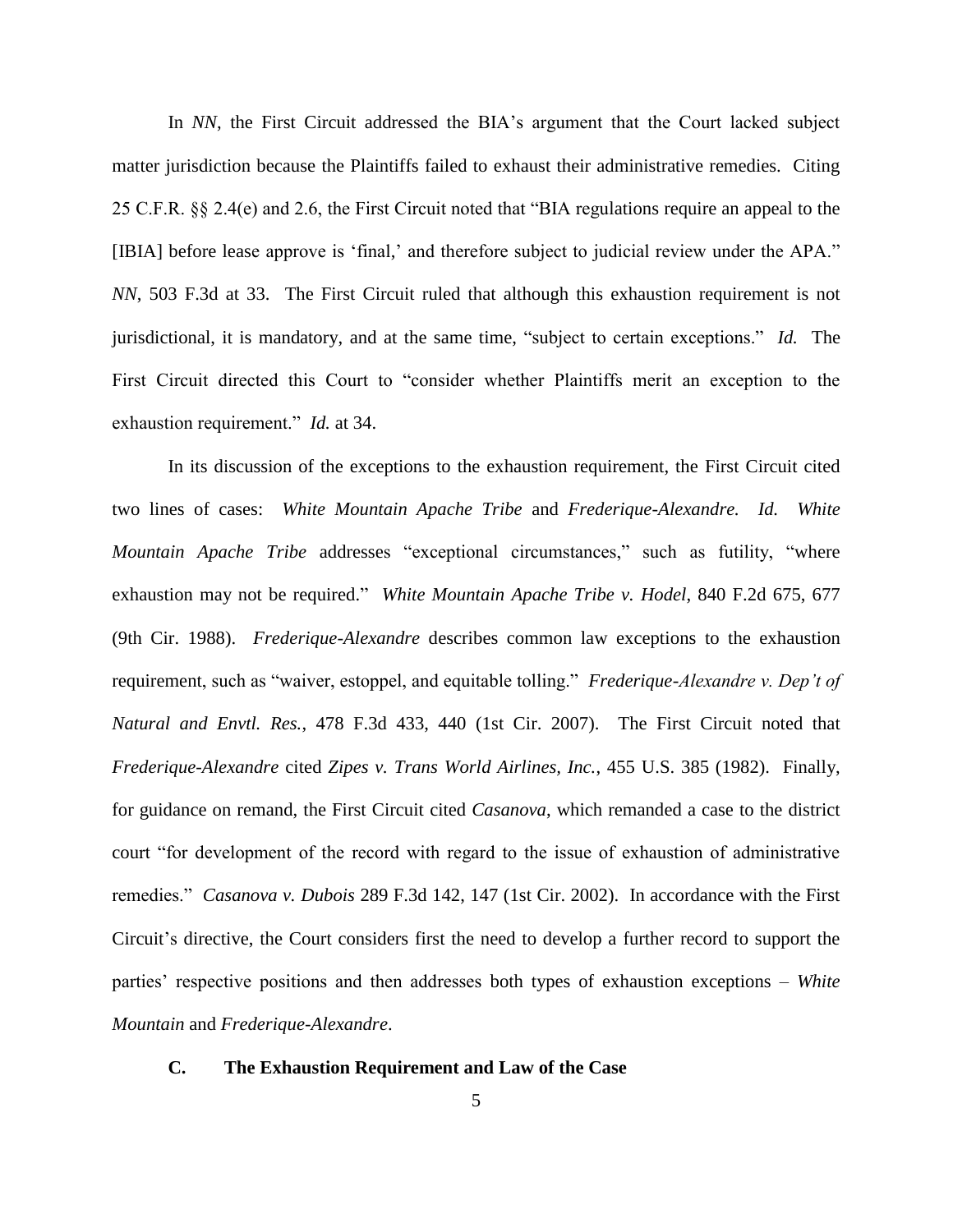In *NN*, the First Circuit addressed the BIA's argument that the Court lacked subject matter jurisdiction because the Plaintiffs failed to exhaust their administrative remedies. Citing 25 C.F.R. §§ 2.4(e) and 2.6, the First Circuit noted that "BIA regulations require an appeal to the [IBIA] before lease approve is 'final,' and therefore subject to judicial review under the APA." *NN*, 503 F.3d at 33. The First Circuit ruled that although this exhaustion requirement is not jurisdictional, it is mandatory, and at the same time, "subject to certain exceptions." *Id.* The First Circuit directed this Court to "consider whether Plaintiffs merit an exception to the exhaustion requirement." *Id.* at 34.

In its discussion of the exceptions to the exhaustion requirement, the First Circuit cited two lines of cases: *White Mountain Apache Tribe* and *Frederique-Alexandre. Id. White Mountain Apache Tribe* addresses "exceptional circumstances," such as futility, "where exhaustion may not be required." *White Mountain Apache Tribe v. Hodel*, 840 F.2d 675, 677 (9th Cir. 1988). *Frederique-Alexandre* describes common law exceptions to the exhaustion requirement, such as "waiver, estoppel, and equitable tolling." *Frederique-Alexandre v. Dep't of Natural and Envtl. Res.*, 478 F.3d 433, 440 (1st Cir. 2007). The First Circuit noted that *Frederique-Alexandre* cited *Zipes v. Trans World Airlines, Inc.*, 455 U.S. 385 (1982). Finally, for guidance on remand, the First Circuit cited *Casanova*, which remanded a case to the district court "for development of the record with regard to the issue of exhaustion of administrative remedies." *Casanova v. Dubois* 289 F.3d 142, 147 (1st Cir. 2002). In accordance with the First Circuit's directive, the Court considers first the need to develop a further record to support the parties' respective positions and then addresses both types of exhaustion exceptions – *White Mountain* and *Frederique-Alexandre*.

### C. The Exhaustion Requirement and Law of the Case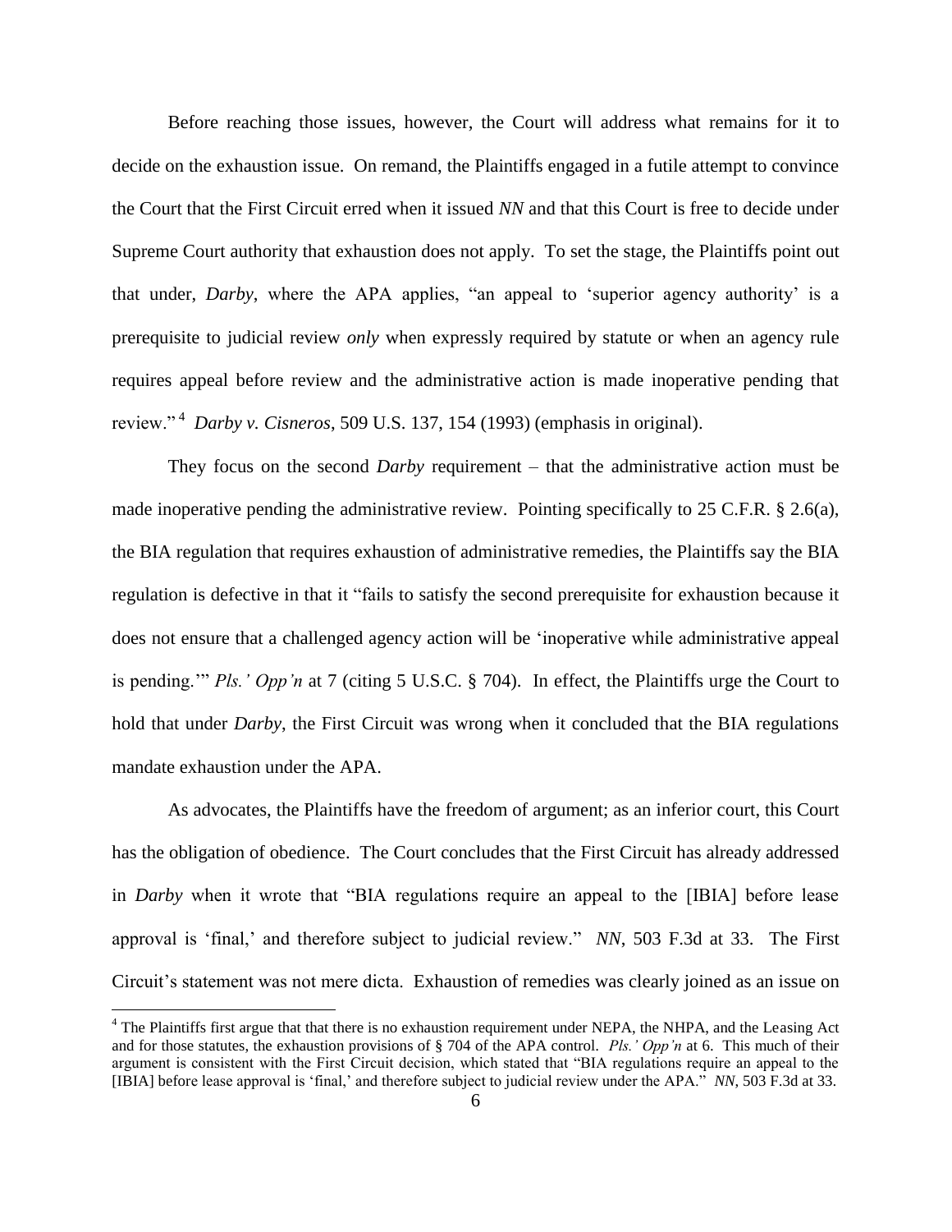Before reaching those issues, however, the Court will address what remains for it to decide on the exhaustion issue. On remand, the Plaintiffs engaged in a futile attempt to convince the Court that the First Circuit erred when it issued *NN* and that this Court is free to decide under Supreme Court authority that exhaustion does not apply. To set the stage, the Plaintiffs point out that under, *Darby*, where the APA applies, "an appeal to 'superior agency authority' is a prerequisite to judicial review *only* when expressly required by statute or when an agency rule requires appeal before review and the administrative action is made inoperative pending that review."[4] *Darby v. Cisneros*, 509 U.S. 137, 154 (1993) (emphasis in original).

They focus on the second *Darby* requirement – that the administrative action must be made inoperative pending the administrative review. Pointing specifically to 25 C.F.R. § 2.6(a), the BIA regulation that requires exhaustion of administrative remedies, the Plaintiffs say the BIA regulation is defective in that it "fails to satisfy the second prerequisite for exhaustion because it does not ensure that a challenged agency action will be 'inoperative while administrative appeal is pending.'" *Pls.' Opp'n* at 7 (citing 5 U.S.C. § 704). In effect, the Plaintiffs urge the Court to hold that under *Darby*, the First Circuit was wrong when it concluded that the BIA regulations mandate exhaustion under the APA.

As advocates, the Plaintiffs have the freedom of argument; as an inferior court, this Court has the obligation of obedience. The Court concludes that the First Circuit has already addressed in *Darby* when it wrote that "BIA regulations require an appeal to the [IBIA] before lease approval is 'final,' and therefore subject to judicial review." *NN*, 503 F.3d at 33. The First Circuit's statement was not mere dicta. Exhaustion of remedies was clearly joined as an issue on

---

[4] The Plaintiffs first argue that that there is no exhaustion requirement under NEPA, the NHPA, and the Leasing Act and for those statutes, the exhaustion provisions of § 704 of the APA control. *Pls.' Opp'n* at 6. This much of their argument is consistent with the First Circuit decision, which stated that "BIA regulations require an appeal to the [IBIA] before lease approval is 'final,' and therefore subject to judicial review under the APA." *NN*, 503 F.3d at 33.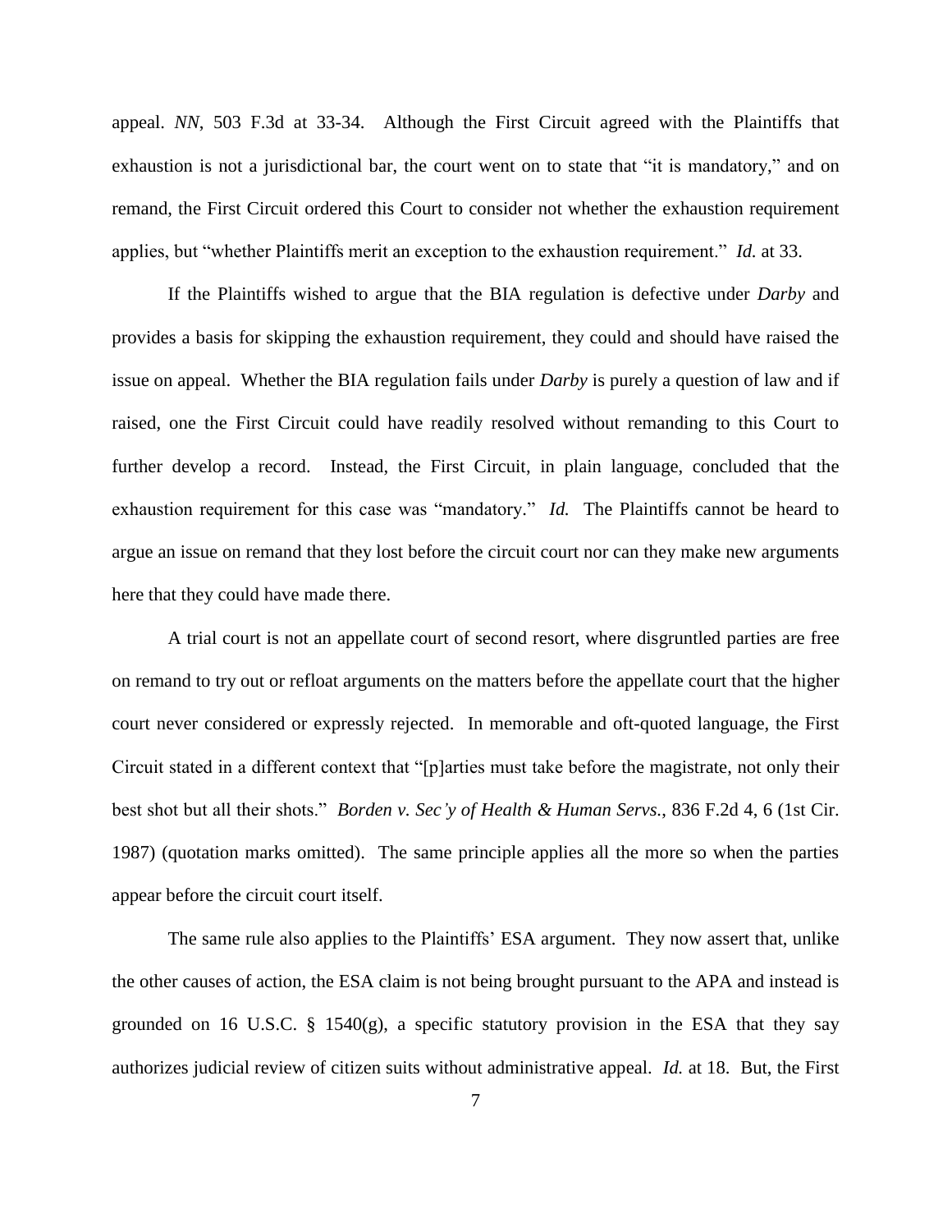appeal. *NN*, 503 F.3d at 33-34. Although the First Circuit agreed with the Plaintiffs that exhaustion is not a jurisdictional bar, the court went on to state that "it is mandatory," and on remand, the First Circuit ordered this Court to consider not whether the exhaustion requirement applies, but "whether Plaintiffs merit an exception to the exhaustion requirement." *Id.* at 33.

If the Plaintiffs wished to argue that the BIA regulation is defective under *Darby* and provides a basis for skipping the exhaustion requirement, they could and should have raised the issue on appeal. Whether the BIA regulation fails under *Darby* is purely a question of law and if raised, one the First Circuit could have readily resolved without remanding to this Court to further develop a record. Instead, the First Circuit, in plain language, concluded that the exhaustion requirement for this case was "mandatory." *Id.* The Plaintiffs cannot be heard to argue an issue on remand that they lost before the circuit court nor can they make new arguments here that they could have made there.

A trial court is not an appellate court of second resort, where disgruntled parties are free on remand to try out or refloat arguments on the matters before the appellate court that the higher court never considered or expressly rejected. In memorable and oft-quoted language, the First Circuit stated in a different context that "[p]arties must take before the magistrate, not only their best shot but all their shots." *Borden v. Sec'y of Health & Human Servs.*, 836 F.2d 4, 6 (1st Cir. 1987) (quotation marks omitted). The same principle applies all the more so when the parties appear before the circuit court itself.

The same rule also applies to the Plaintiffs' ESA argument. They now assert that, unlike the other causes of action, the ESA claim is not being brought pursuant to the APA and instead is grounded on 16 U.S.C. § 1540(g), a specific statutory provision in the ESA that they say authorizes judicial review of citizen suits without administrative appeal. *Id.* at 18. But, the First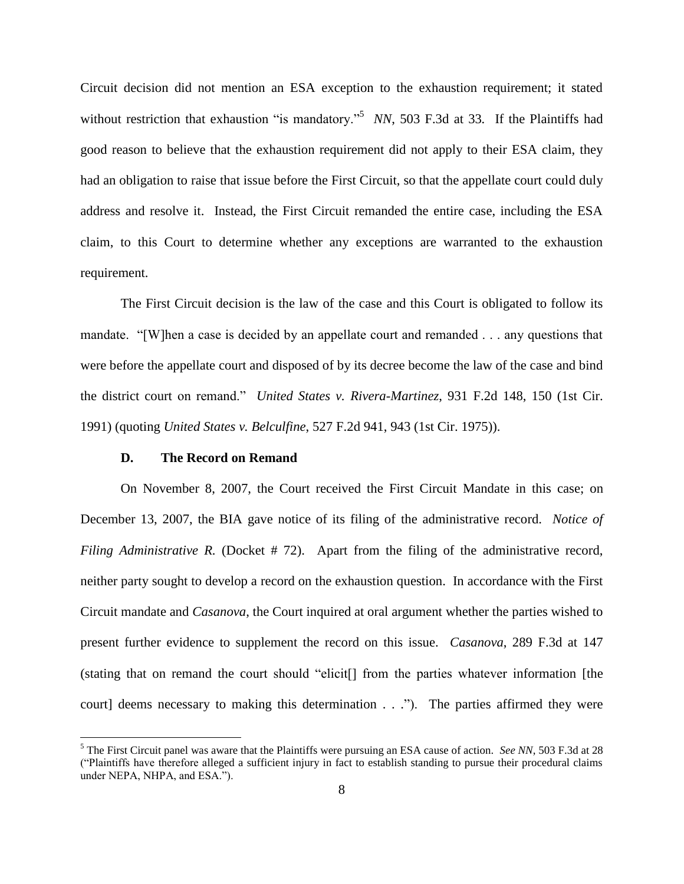Circuit decision did not mention an ESA exception to the exhaustion requirement; it stated without restriction that exhaustion "is mandatory."[5] *NN*, 503 F.3d at 33. If the Plaintiffs had good reason to believe that the exhaustion requirement did not apply to their ESA claim, they had an obligation to raise that issue before the First Circuit, so that the appellate court could duly address and resolve it. Instead, the First Circuit remanded the entire case, including the ESA claim, to this Court to determine whether any exceptions are warranted to the exhaustion requirement.

The First Circuit decision is the law of the case and this Court is obligated to follow its mandate. "[W]hen a case is decided by an appellate court and remanded . . . any questions that were before the appellate court and disposed of by its decree become the law of the case and bind the district court on remand." *United States v. Rivera-Martinez*, 931 F.2d 148, 150 (1st Cir. 1991) (quoting *United States v. Belculfine*, 527 F.2d 941, 943 (1st Cir. 1975)).

### D. The Record on Remand

On November 8, 2007, the Court received the First Circuit Mandate in this case; on December 13, 2007, the BIA gave notice of its filing of the administrative record. *Notice of Filing Administrative R.* (Docket # 72). Apart from the filing of the administrative record, neither party sought to develop a record on the exhaustion question. In accordance with the First Circuit mandate and *Casanova*, the Court inquired at oral argument whether the parties wished to present further evidence to supplement the record on this issue. *Casanova*, 289 F.3d at 147 (stating that on remand the court should "elicit[] from the parties whatever information [the court] deems necessary to making this determination . . ."). The parties affirmed they were

[5] The First Circuit panel was aware that the Plaintiffs were pursuing an ESA cause of action. *See NN*, 503 F.3d at 28 ("Plaintiffs have therefore alleged a sufficient injury in fact to establish standing to pursue their procedural claims under NEPA, NHPA, and ESA.").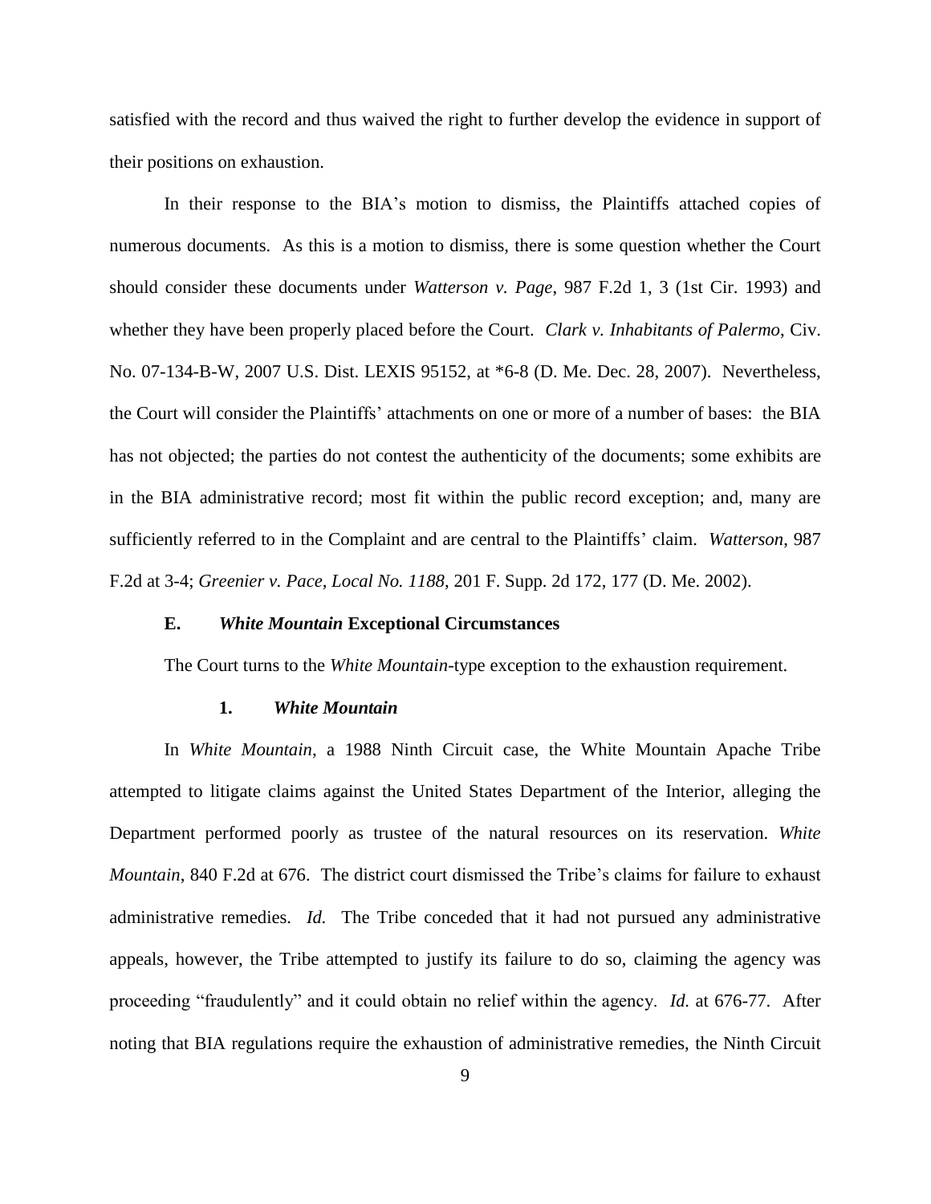satisfied with the record and thus waived the right to further develop the evidence in support of their positions on exhaustion.

In their response to the BIA's motion to dismiss, the Plaintiffs attached copies of numerous documents. As this is a motion to dismiss, there is some question whether the Court should consider these documents under *Watterson v. Page*, 987 F.2d 1, 3 (1st Cir. 1993) and whether they have been properly placed before the Court. *Clark v. Inhabitants of Palermo*, Civ. No. 07-134-B-W, 2007 U.S. Dist. LEXIS 95152, at *6-8 (D. Me. Dec. 28, 2007). Nevertheless, the Court will consider the Plaintiffs' attachments on one or more of a number of bases: the BIA has not objected; the parties do not contest the authenticity of the documents; some exhibits are in the BIA administrative record; most fit within the public record exception; and, many are sufficiently referred to in the Complaint and are central to the Plaintiffs' claim. *Watterson*, 987 F.2d at 3-4; *Greenier v. Pace, Local No. 1188*, 201 F. Supp. 2d 172, 177 (D. Me. 2002).

### E. *White Mountain* Exceptional Circumstances

The Court turns to the *White Mountain*-type exception to the exhaustion requirement.

#### 1. *White Mountain*

In *White Mountain*, a 1988 Ninth Circuit case, the White Mountain Apache Tribe attempted to litigate claims against the United States Department of the Interior, alleging the Department performed poorly as trustee of the natural resources on its reservation. *White Mountain*, 840 F.2d at 676. The district court dismissed the Tribe's claims for failure to exhaust administrative remedies. *Id.* The Tribe conceded that it had not pursued any administrative appeals, however, the Tribe attempted to justify its failure to do so, claiming the agency was proceeding "fraudulently" and it could obtain no relief within the agency. *Id.* at 676-77. After noting that BIA regulations require the exhaustion of administrative remedies, the Ninth Circuit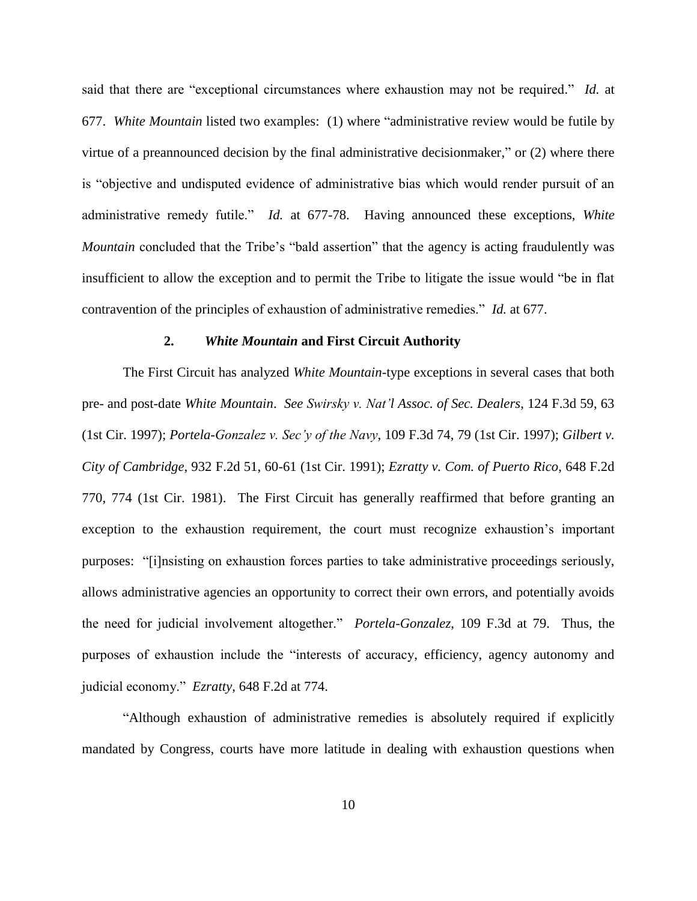said that there are "exceptional circumstances where exhaustion may not be required." *Id.* at 677. *White Mountain* listed two examples: (1) where "administrative review would be futile by virtue of a preannounced decision by the final administrative decisionmaker," or (2) where there is "objective and undisputed evidence of administrative bias which would render pursuit of an administrative remedy futile." *Id.* at 677-78. Having announced these exceptions, *White Mountain* concluded that the Tribe's "bald assertion" that the agency is acting fraudulently was insufficient to allow the exception and to permit the Tribe to litigate the issue would "be in flat contravention of the principles of exhaustion of administrative remedies." *Id.* at 677.

### 2. *White Mountain* and First Circuit Authority

The First Circuit has analyzed *White Mountain*-type exceptions in several cases that both pre- and post-date *White Mountain*. *See Swirsky v. Nat'l Assoc. of Sec. Dealers*, 124 F.3d 59, 63 (1st Cir. 1997); *Portela-Gonzalez v. Sec'y of the Navy*, 109 F.3d 74, 79 (1st Cir. 1997); *Gilbert v. City of Cambridge*, 932 F.2d 51, 60-61 (1st Cir. 1991); *Ezratty v. Com. of Puerto Rico*, 648 F.2d 770, 774 (1st Cir. 1981). The First Circuit has generally reaffirmed that before granting an exception to the exhaustion requirement, the court must recognize exhaustion's important purposes: "[i]nsisting on exhaustion forces parties to take administrative proceedings seriously, allows administrative agencies an opportunity to correct their own errors, and potentially avoids the need for judicial involvement altogether." *Portela-Gonzalez*, 109 F.3d at 79. Thus, the purposes of exhaustion include the "interests of accuracy, efficiency, agency autonomy and judicial economy." *Ezratty*, 648 F.2d at 774.

"Although exhaustion of administrative remedies is absolutely required if explicitly mandated by Congress, courts have more latitude in dealing with exhaustion questions when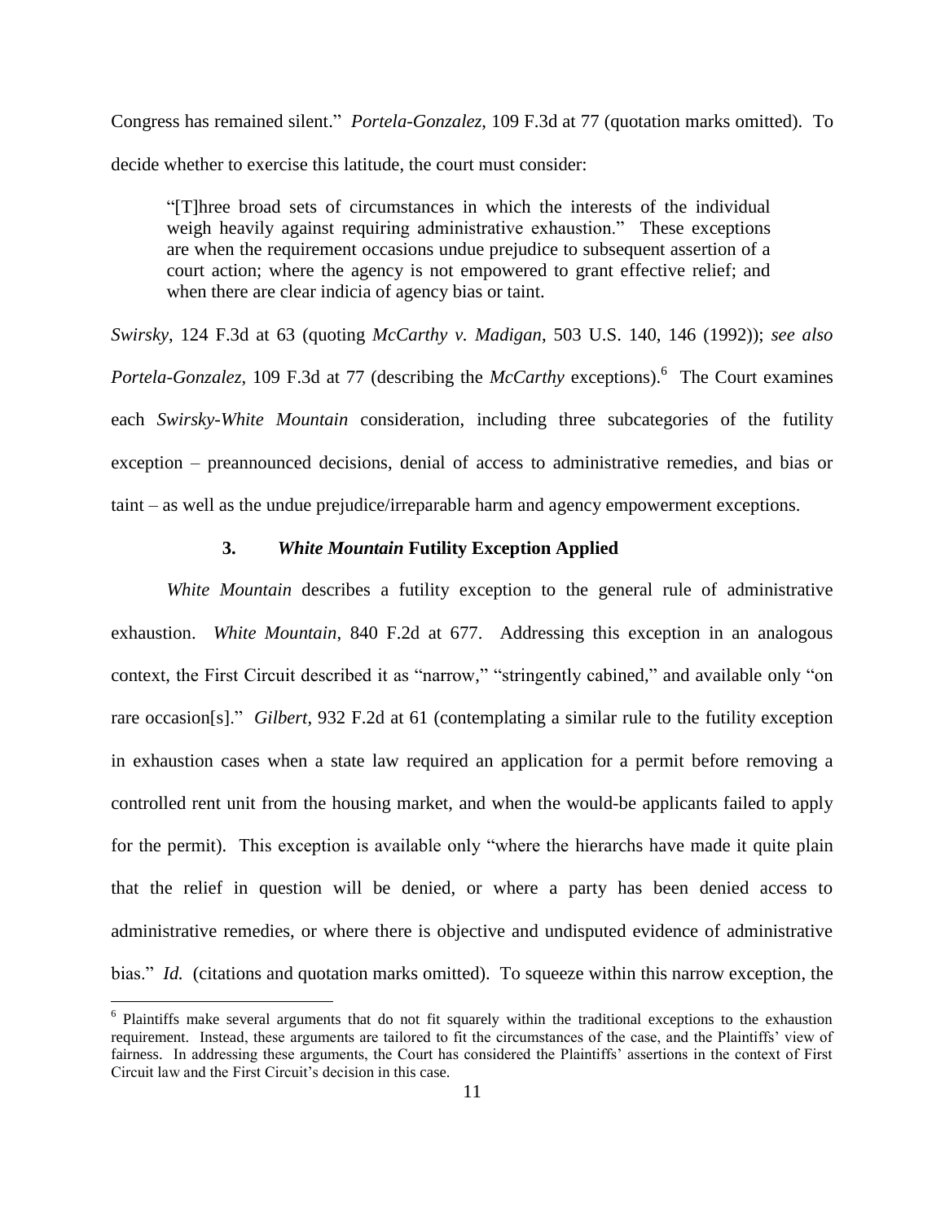Congress has remained silent." *Portela-Gonzalez*, 109 F.3d at 77 (quotation marks omitted). To decide whether to exercise this latitude, the court must consider:

> "[T]hree broad sets of circumstances in which the interests of the individual weigh heavily against requiring administrative exhaustion." These exceptions are when the requirement occasions undue prejudice to subsequent assertion of a court action; where the agency is not empowered to grant effective relief; and when there are clear indicia of agency bias or taint.

*Swirsky*, 124 F.3d at 63 (quoting *McCarthy v. Madigan*, 503 U.S. 140, 146 (1992)); *see also Portela-Gonzalez*, 109 F.3d at 77 (describing the *McCarthy* exceptions).[6] The Court examines each *Swirsky-White Mountain* consideration, including three subcategories of the futility exception – preannounced decisions, denial of access to administrative remedies, and bias or taint – as well as the undue prejudice/irreparable harm and agency empowerment exceptions.

### 3. *White Mountain* Futility Exception Applied

*White Mountain* describes a futility exception to the general rule of administrative exhaustion. *White Mountain*, 840 F.2d at 677. Addressing this exception in an analogous context, the First Circuit described it as "narrow," "stringently cabined," and available only "on rare occasion[s]." *Gilbert*, 932 F.2d at 61 (contemplating a similar rule to the futility exception in exhaustion cases when a state law required an application for a permit before removing a controlled rent unit from the housing market, and when the would-be applicants failed to apply for the permit). This exception is available only "where the hierarchs have made it quite plain that the relief in question will be denied, or where a party has been denied access to administrative remedies, or where there is objective and undisputed evidence of administrative bias." *Id.* (citations and quotation marks omitted). To squeeze within this narrow exception, the

[6] Plaintiffs make several arguments that do not fit squarely within the traditional exceptions to the exhaustion requirement. Instead, these arguments are tailored to fit the circumstances of the case, and the Plaintiffs' view of fairness. In addressing these arguments, the Court has considered the Plaintiffs' assertions in the context of First Circuit law and the First Circuit's decision in this case.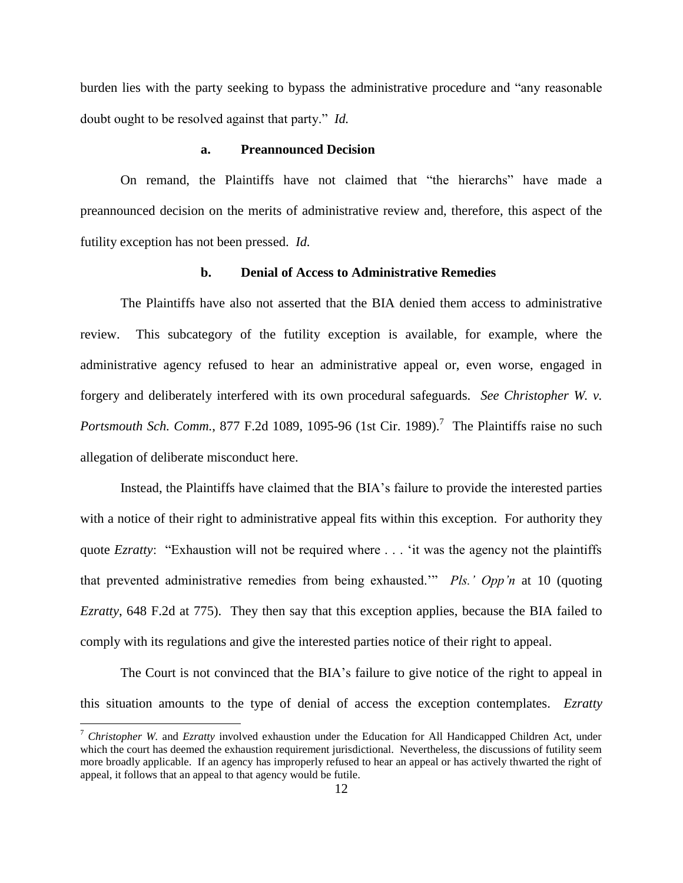burden lies with the party seeking to bypass the administrative procedure and "any reasonable doubt ought to be resolved against that party." *Id.*

**a. Preannounced Decision**

On remand, the Plaintiffs have not claimed that "the hierarchs" have made a preannounced decision on the merits of administrative review and, therefore, this aspect of the futility exception has not been pressed. *Id.*

**b. Denial of Access to Administrative Remedies**

The Plaintiffs have also not asserted that the BIA denied them access to administrative review. This subcategory of the futility exception is available, for example, where the administrative agency refused to hear an administrative appeal or, even worse, engaged in forgery and deliberately interfered with its own procedural safeguards. *See Christopher W. v. Portsmouth Sch. Comm.*, 877 F.2d 1089, 1095-96 (1st Cir. 1989).[7] The Plaintiffs raise no such allegation of deliberate misconduct here.

Instead, the Plaintiffs have claimed that the BIA's failure to provide the interested parties with a notice of their right to administrative appeal fits within this exception. For authority they quote *Ezratty*: "Exhaustion will not be required where . . . 'it was the agency not the plaintiffs that prevented administrative remedies from being exhausted.'" *Pls.' Opp'n* at 10 (quoting *Ezratty*, 648 F.2d at 775). They then say that this exception applies, because the BIA failed to comply with its regulations and give the interested parties notice of their right to appeal.

The Court is not convinced that the BIA's failure to give notice of the right to appeal in this situation amounts to the type of denial of access the exception contemplates. *Ezratty*

[7] *Christopher W.* and *Ezratty* involved exhaustion under the Education for All Handicapped Children Act, under which the court has deemed the exhaustion requirement jurisdictional. Nevertheless, the discussions of futility seem more broadly applicable. If an agency has improperly refused to hear an appeal or has actively thwarted the right of appeal, it follows that an appeal to that agency would be futile.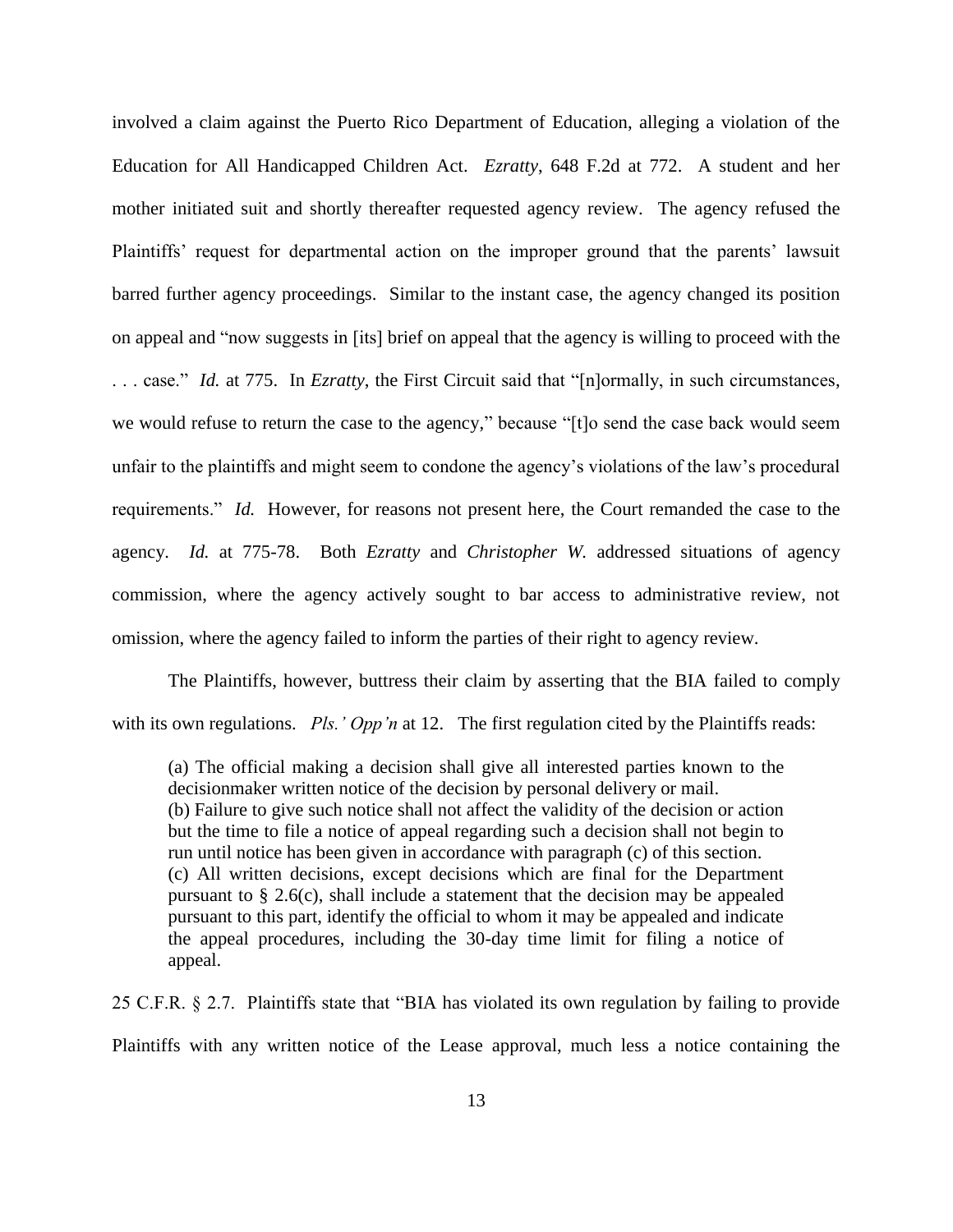involved a claim against the Puerto Rico Department of Education, alleging a violation of the Education for All Handicapped Children Act. *Ezratty*, 648 F.2d at 772. A student and her mother initiated suit and shortly thereafter requested agency review. The agency refused the Plaintiffs' request for departmental action on the improper ground that the parents' lawsuit barred further agency proceedings. Similar to the instant case, the agency changed its position on appeal and "now suggests in [its] brief on appeal that the agency is willing to proceed with the . . . case." *Id.* at 775. In *Ezratty*, the First Circuit said that "[n]ormally, in such circumstances, we would refuse to return the case to the agency," because "[t]o send the case back would seem unfair to the plaintiffs and might seem to condone the agency's violations of the law's procedural requirements." *Id.* However, for reasons not present here, the Court remanded the case to the agency. *Id.* at 775-78. Both *Ezratty* and *Christopher W.* addressed situations of agency commission, where the agency actively sought to bar access to administrative review, not omission, where the agency failed to inform the parties of their right to agency review.

The Plaintiffs, however, buttress their claim by asserting that the BIA failed to comply with its own regulations. *Pls.' Opp'n* at 12. The first regulation cited by the Plaintiffs reads:

> (a) The official making a decision shall give all interested parties known to the decisionmaker written notice of the decision by personal delivery or mail.
> (b) Failure to give such notice shall not affect the validity of the decision or action but the time to file a notice of appeal regarding such a decision shall not begin to run until notice has been given in accordance with paragraph (c) of this section.
> (c) All written decisions, except decisions which are final for the Department pursuant to § 2.6(c), shall include a statement that the decision may be appealed pursuant to this part, identify the official to whom it may be appealed and indicate the appeal procedures, including the 30-day time limit for filing a notice of appeal.

25 C.F.R. § 2.7. Plaintiffs state that "BIA has violated its own regulation by failing to provide Plaintiffs with any written notice of the Lease approval, much less a notice containing the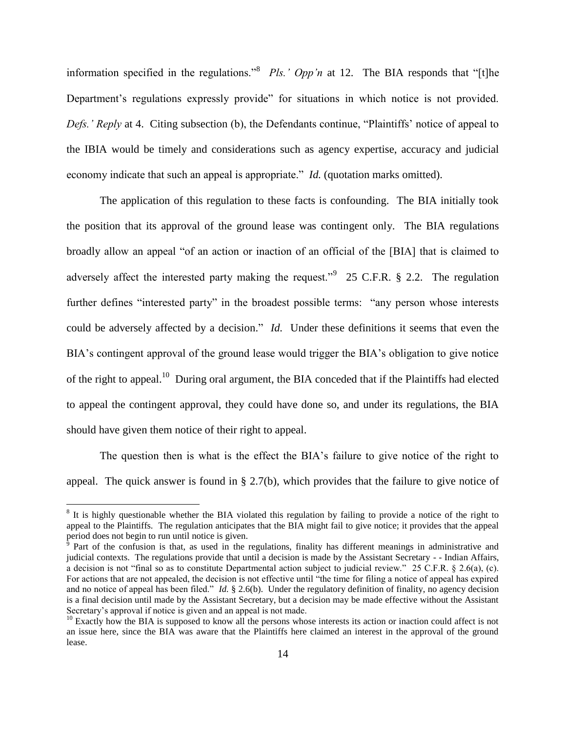information specified in the regulations."[8] *Pls.' Opp'n* at 12. The BIA responds that "[t]he Department's regulations expressly provide" for situations in which notice is not provided. *Defs.' Reply* at 4. Citing subsection (b), the Defendants continue, "Plaintiffs' notice of appeal to the IBIA would be timely and considerations such as agency expertise, accuracy and judicial economy indicate that such an appeal is appropriate." *Id.* (quotation marks omitted).

The application of this regulation to these facts is confounding. The BIA initially took the position that its approval of the ground lease was contingent only. The BIA regulations broadly allow an appeal "of an action or inaction of an official of the [BIA] that is claimed to adversely affect the interested party making the request."[9] 25 C.F.R. § 2.2. The regulation further defines "interested party" in the broadest possible terms: "any person whose interests could be adversely affected by a decision." *Id.* Under these definitions it seems that even the BIA's contingent approval of the ground lease would trigger the BIA's obligation to give notice of the right to appeal.[10] During oral argument, the BIA conceded that if the Plaintiffs had elected to appeal the contingent approval, they could have done so, and under its regulations, the BIA should have given them notice of their right to appeal.

The question then is what is the effect the BIA's failure to give notice of the right to appeal. The quick answer is found in § 2.7(b), which provides that the failure to give notice of

---

[8] It is highly questionable whether the BIA violated this regulation by failing to provide a notice of the right to appeal to the Plaintiffs. The regulation anticipates that the BIA might fail to give notice; it provides that the appeal period does not begin to run until notice is given.

[9] Part of the confusion is that, as used in the regulations, finality has different meanings in administrative and judicial contexts. The regulations provide that until a decision is made by the Assistant Secretary - - Indian Affairs, a decision is not "final so as to constitute Departmental action subject to judicial review." 25 C.F.R. § 2.6(a), (c). For actions that are not appealed, the decision is not effective until "the time for filing a notice of appeal has expired and no notice of appeal has been filed." *Id.* § 2.6(b). Under the regulatory definition of finality, no agency decision is a final decision until made by the Assistant Secretary, but a decision may be made effective without the Assistant Secretary's approval if notice is given and an appeal is not made.

[10] Exactly how the BIA is supposed to know all the persons whose interests its action or inaction could affect is not an issue here, since the BIA was aware that the Plaintiffs here claimed an interest in the approval of the ground lease.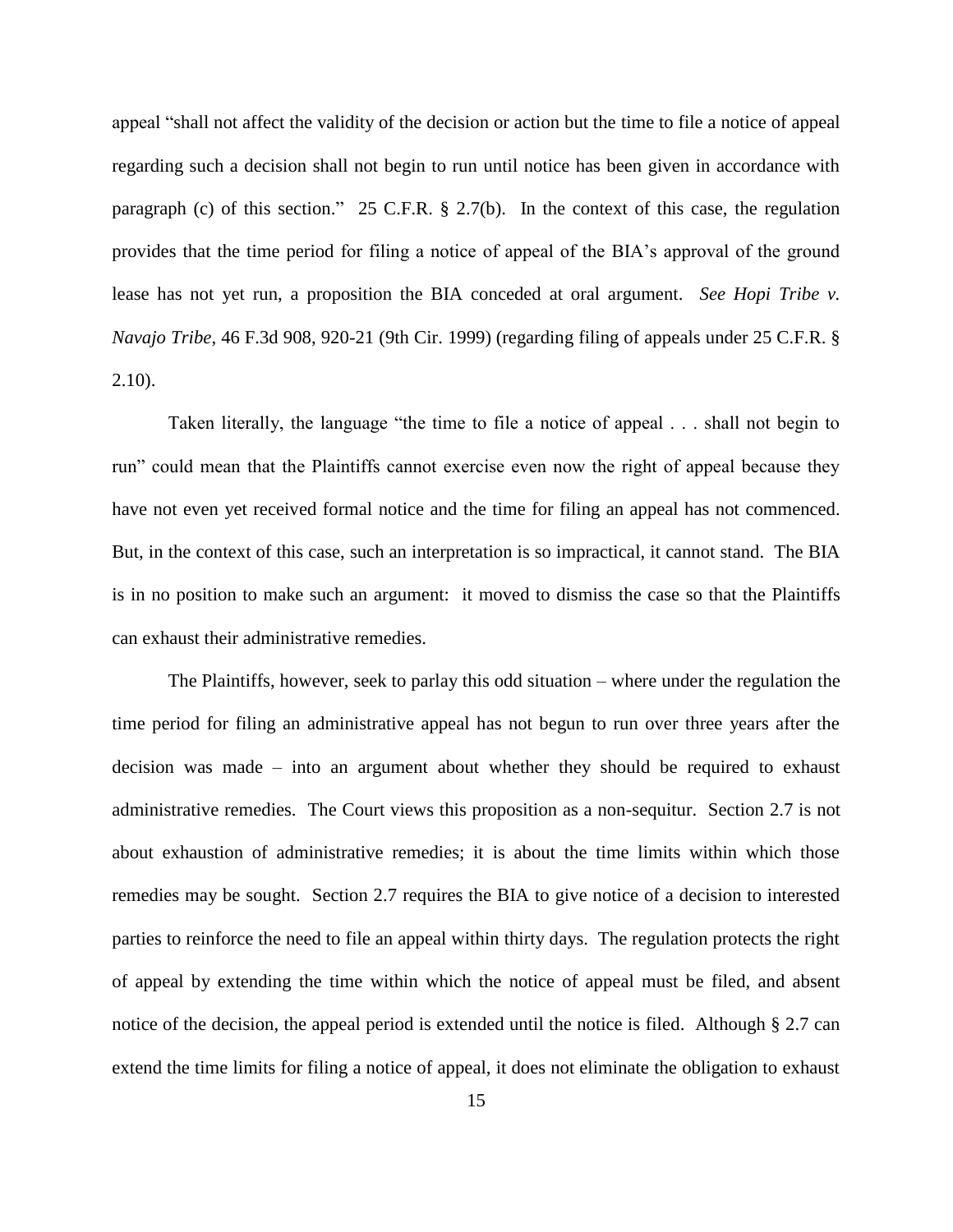appeal "shall not affect the validity of the decision or action but the time to file a notice of appeal regarding such a decision shall not begin to run until notice has been given in accordance with paragraph (c) of this section." 25 C.F.R. § 2.7(b). In the context of this case, the regulation provides that the time period for filing a notice of appeal of the BIA's approval of the ground lease has not yet run, a proposition the BIA conceded at oral argument. *See Hopi Tribe v. Navajo Tribe*, 46 F.3d 908, 920-21 (9th Cir. 1999) (regarding filing of appeals under 25 C.F.R. § 2.10).

Taken literally, the language "the time to file a notice of appeal . . . shall not begin to run" could mean that the Plaintiffs cannot exercise even now the right of appeal because they have not even yet received formal notice and the time for filing an appeal has not commenced. But, in the context of this case, such an interpretation is so impractical, it cannot stand. The BIA is in no position to make such an argument: it moved to dismiss the case so that the Plaintiffs can exhaust their administrative remedies.

The Plaintiffs, however, seek to parlay this odd situation – where under the regulation the time period for filing an administrative appeal has not begun to run over three years after the decision was made – into an argument about whether they should be required to exhaust administrative remedies. The Court views this proposition as a non-sequitur. Section 2.7 is not about exhaustion of administrative remedies; it is about the time limits within which those remedies may be sought. Section 2.7 requires the BIA to give notice of a decision to interested parties to reinforce the need to file an appeal within thirty days. The regulation protects the right of appeal by extending the time within which the notice of appeal must be filed, and absent notice of the decision, the appeal period is extended until the notice is filed. Although § 2.7 can extend the time limits for filing a notice of appeal, it does not eliminate the obligation to exhaust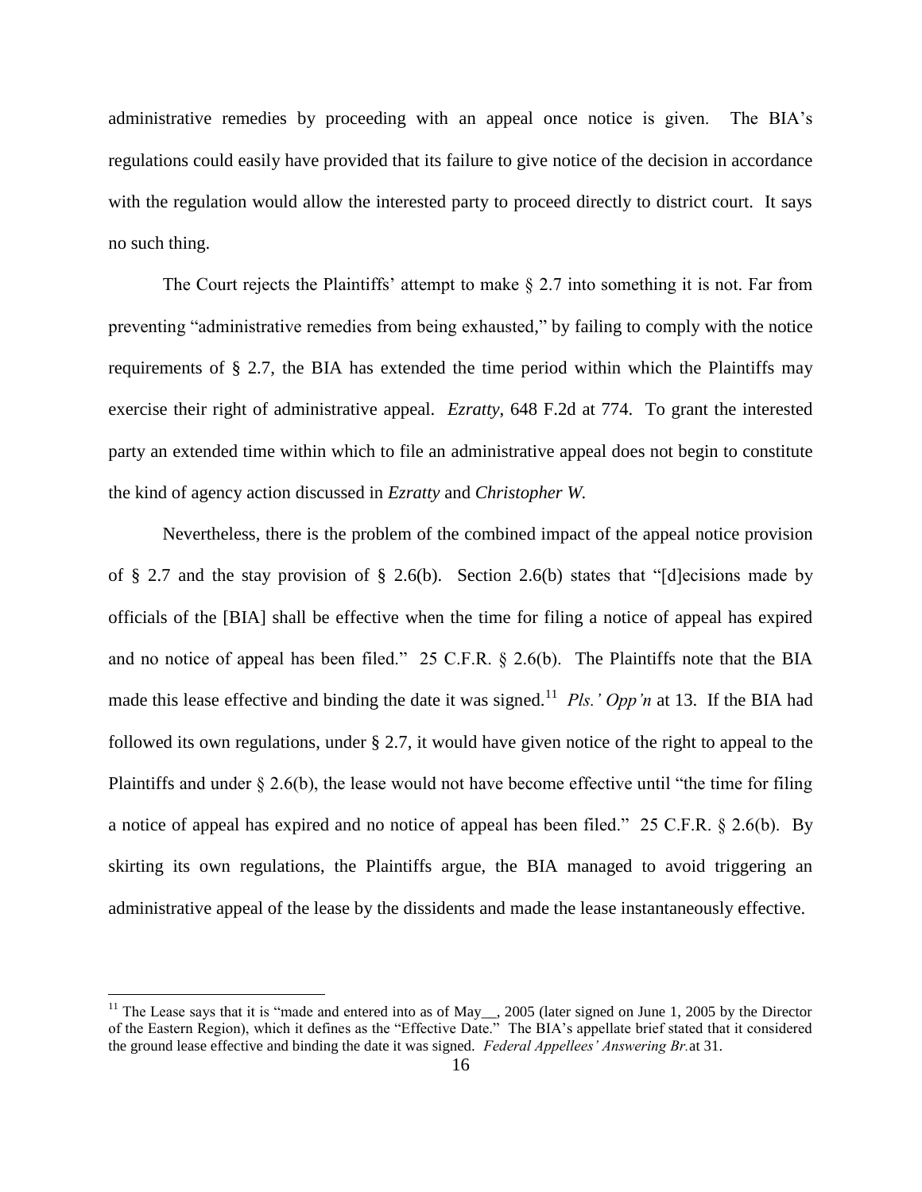administrative remedies by proceeding with an appeal once notice is given. The BIA's regulations could easily have provided that its failure to give notice of the decision in accordance with the regulation would allow the interested party to proceed directly to district court. It says no such thing.

The Court rejects the Plaintiffs' attempt to make § 2.7 into something it is not. Far from preventing "administrative remedies from being exhausted," by failing to comply with the notice requirements of § 2.7, the BIA has extended the time period within which the Plaintiffs may exercise their right of administrative appeal. *Ezratty*, 648 F.2d at 774. To grant the interested party an extended time within which to file an administrative appeal does not begin to constitute the kind of agency action discussed in *Ezratty* and *Christopher W.*

Nevertheless, there is the problem of the combined impact of the appeal notice provision of § 2.7 and the stay provision of § 2.6(b). Section 2.6(b) states that "[d]ecisions made by officials of the [BIA] shall be effective when the time for filing a notice of appeal has expired and no notice of appeal has been filed." 25 C.F.R. § 2.6(b). The Plaintiffs note that the BIA made this lease effective and binding the date it was signed.[11] *Pls.' Opp'n* at 13. If the BIA had followed its own regulations, under § 2.7, it would have given notice of the right to appeal to the Plaintiffs and under § 2.6(b), the lease would not have become effective until "the time for filing a notice of appeal has expired and no notice of appeal has been filed." 25 C.F.R. § 2.6(b). By skirting its own regulations, the Plaintiffs argue, the BIA managed to avoid triggering an administrative appeal of the lease by the dissidents and made the lease instantaneously effective.

---

[11] The Lease says that it is "made and entered into as of May__, 2005 (later signed on June 1, 2005 by the Director of the Eastern Region), which it defines as the "Effective Date." The BIA's appellate brief stated that it considered the ground lease effective and binding the date it was signed. *Federal Appellees' Answering Br.* at 31.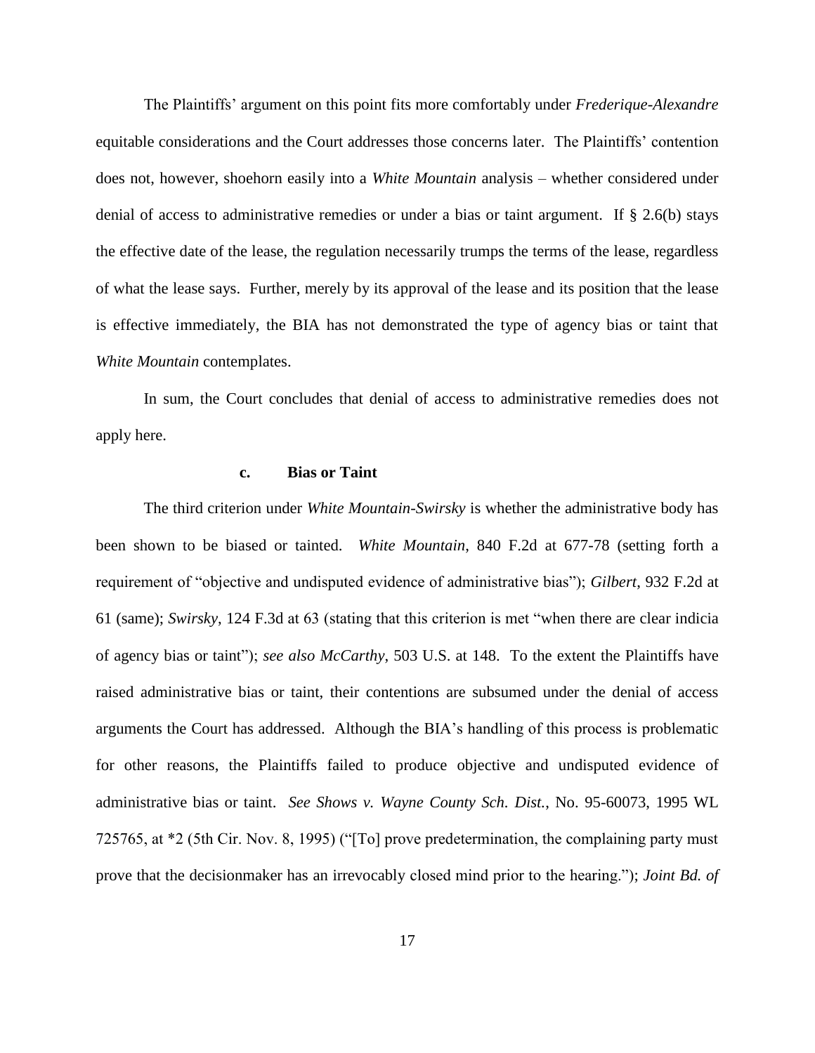The Plaintiffs' argument on this point fits more comfortably under *Frederique-Alexandre* equitable considerations and the Court addresses those concerns later. The Plaintiffs' contention does not, however, shoehorn easily into a *White Mountain* analysis – whether considered under denial of access to administrative remedies or under a bias or taint argument. If § 2.6(b) stays the effective date of the lease, the regulation necessarily trumps the terms of the lease, regardless of what the lease says. Further, merely by its approval of the lease and its position that the lease is effective immediately, the BIA has not demonstrated the type of agency bias or taint that *White Mountain* contemplates.

In sum, the Court concludes that denial of access to administrative remedies does not apply here.

#### c. Bias or Taint

The third criterion under *White Mountain-Swirsky* is whether the administrative body has been shown to be biased or tainted. *White Mountain*, 840 F.2d at 677-78 (setting forth a requirement of "objective and undisputed evidence of administrative bias"); *Gilbert*, 932 F.2d at 61 (same); *Swirsky*, 124 F.3d at 63 (stating that this criterion is met "when there are clear indicia of agency bias or taint"); *see also McCarthy*, 503 U.S. at 148. To the extent the Plaintiffs have raised administrative bias or taint, their contentions are subsumed under the denial of access arguments the Court has addressed. Although the BIA's handling of this process is problematic for other reasons, the Plaintiffs failed to produce objective and undisputed evidence of administrative bias or taint. *See Shows v. Wayne County Sch. Dist.*, No. 95-60073, 1995 WL 725765, at *2 (5th Cir. Nov. 8, 1995) ("[To] prove predetermination, the complaining party must prove that the decisionmaker has an irrevocably closed mind prior to the hearing."); *Joint Bd. of*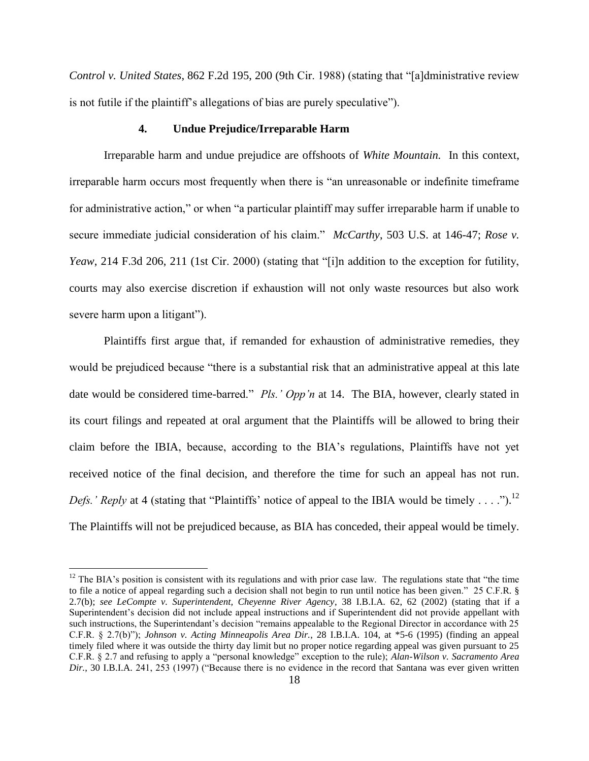*Control v. United States*, 862 F.2d 195, 200 (9th Cir. 1988) (stating that "[a]dministrative review is not futile if the plaintiff's allegations of bias are purely speculative").

#### 4. Undue Prejudice/Irreparable Harm

Irreparable harm and undue prejudice are offshoots of *White Mountain.* In this context, irreparable harm occurs most frequently when there is "an unreasonable or indefinite timeframe for administrative action," or when "a particular plaintiff may suffer irreparable harm if unable to secure immediate judicial consideration of his claim." *McCarthy*, 503 U.S. at 146-47; *Rose v. Yeaw*, 214 F.3d 206, 211 (1st Cir. 2000) (stating that "[i]n addition to the exception for futility, courts may also exercise discretion if exhaustion will not only waste resources but also work severe harm upon a litigant").

Plaintiffs first argue that, if remanded for exhaustion of administrative remedies, they would be prejudiced because "there is a substantial risk that an administrative appeal at this late date would be considered time-barred." *Pls.' Opp'n* at 14. The BIA, however, clearly stated in its court filings and repeated at oral argument that the Plaintiffs will be allowed to bring their claim before the IBIA, because, according to the BIA's regulations, Plaintiffs have not yet received notice of the final decision, and therefore the time for such an appeal has not run. *Defs.' Reply* at 4 (stating that "Plaintiffs' notice of appeal to the IBIA would be timely . . . .").[12] The Plaintiffs will not be prejudiced because, as BIA has conceded, their appeal would be timely.

[12] The BIA's position is consistent with its regulations and with prior case law. The regulations state that "the time to file a notice of appeal regarding such a decision shall not begin to run until notice has been given." 25 C.F.R. § 2.7(b); *see LeCompte v. Superintendent, Cheyenne River Agency*, 38 I.B.I.A. 62, 62 (2002) (stating that if a Superintendent's decision did not include appeal instructions and if Superintendent did not provide appellant with such instructions, the Superintendant's decision "remains appealable to the Regional Director in accordance with 25 C.F.R. § 2.7(b)"); *Johnson v. Acting Minneapolis Area Dir.*, 28 I.B.I.A. 104, at *5-6 (1995) (finding an appeal timely filed where it was outside the thirty day limit but no proper notice regarding appeal was given pursuant to 25 C.F.R. § 2.7 and refusing to apply a "personal knowledge" exception to the rule); *Alan-Wilson v. Sacramento Area Dir.*, 30 I.B.I.A. 241, 253 (1997) ("Because there is no evidence in the record that Santana was ever given written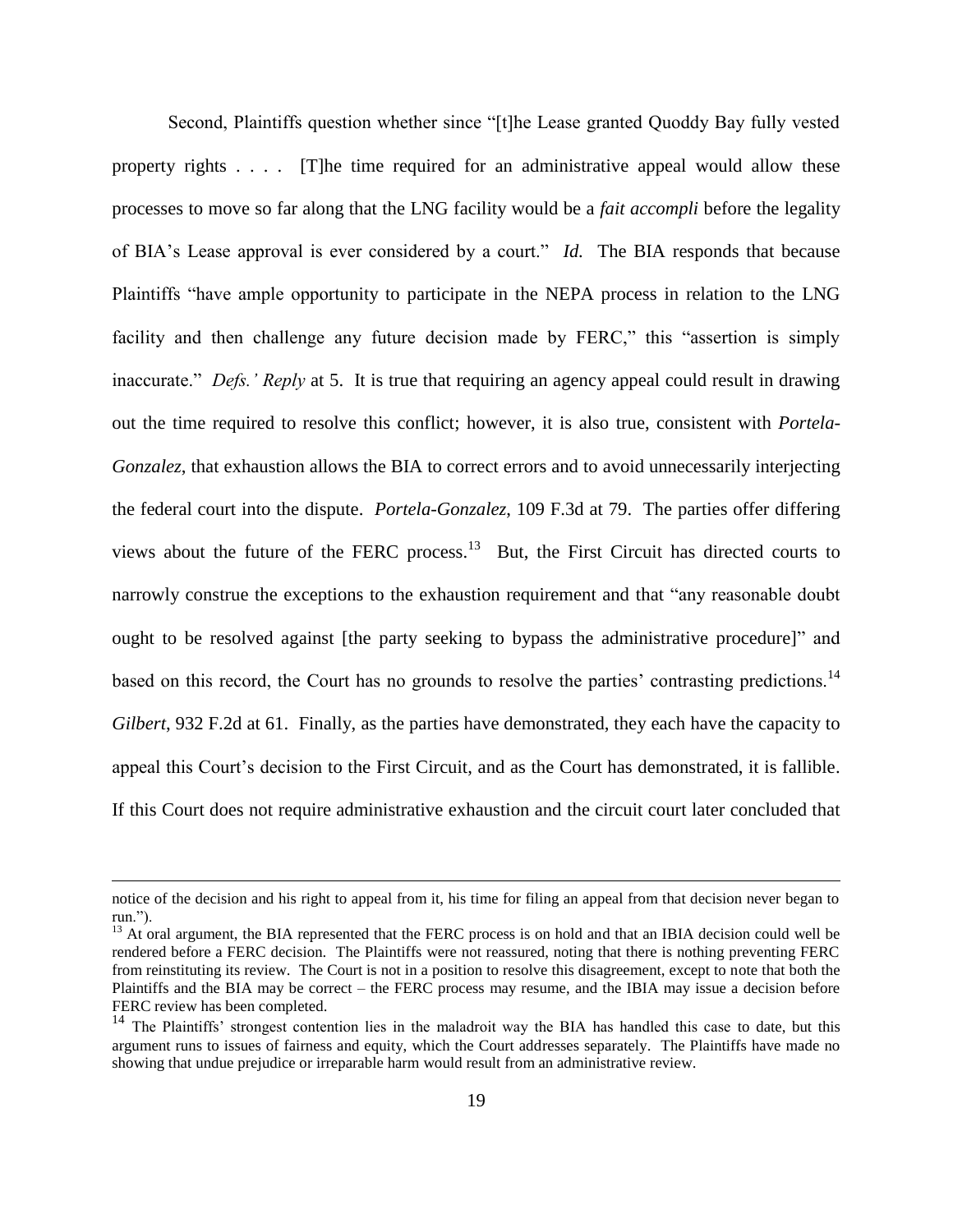Second, Plaintiffs question whether since "[t]he Lease granted Quoddy Bay fully vested property rights . . . . [T]he time required for an administrative appeal would allow these processes to move so far along that the LNG facility would be a *fait accompli* before the legality of BIA's Lease approval is ever considered by a court." *Id.* The BIA responds that because Plaintiffs "have ample opportunity to participate in the NEPA process in relation to the LNG facility and then challenge any future decision made by FERC," this "assertion is simply inaccurate." *Defs.' Reply* at 5. It is true that requiring an agency appeal could result in drawing out the time required to resolve this conflict; however, it is also true, consistent with *Portela-Gonzalez*, that exhaustion allows the BIA to correct errors and to avoid unnecessarily interjecting the federal court into the dispute. *Portela-Gonzalez*, 109 F.3d at 79. The parties offer differing views about the future of the FERC process.[13] But, the First Circuit has directed courts to narrowly construe the exceptions to the exhaustion requirement and that "any reasonable doubt ought to be resolved against [the party seeking to bypass the administrative procedure]" and based on this record, the Court has no grounds to resolve the parties' contrasting predictions.[14] *Gilbert*, 932 F.2d at 61. Finally, as the parties have demonstrated, they each have the capacity to appeal this Court's decision to the First Circuit, and as the Court has demonstrated, it is fallible. If this Court does not require administrative exhaustion and the circuit court later concluded that

---

notice of the decision and his right to appeal from it, his time for filing an appeal from that decision never began to run.").

[13] At oral argument, the BIA represented that the FERC process is on hold and that an IBIA decision could well be rendered before a FERC decision. The Plaintiffs were not reassured, noting that there is nothing preventing FERC from reinstituting its review. The Court is not in a position to resolve this disagreement, except to note that both the Plaintiffs and the BIA may be correct – the FERC process may resume, and the IBIA may issue a decision before FERC review has been completed.

[14] The Plaintiffs' strongest contention lies in the maladroit way the BIA has handled this case to date, but this argument runs to issues of fairness and equity, which the Court addresses separately. The Plaintiffs have made no showing that undue prejudice or irreparable harm would result from an administrative review.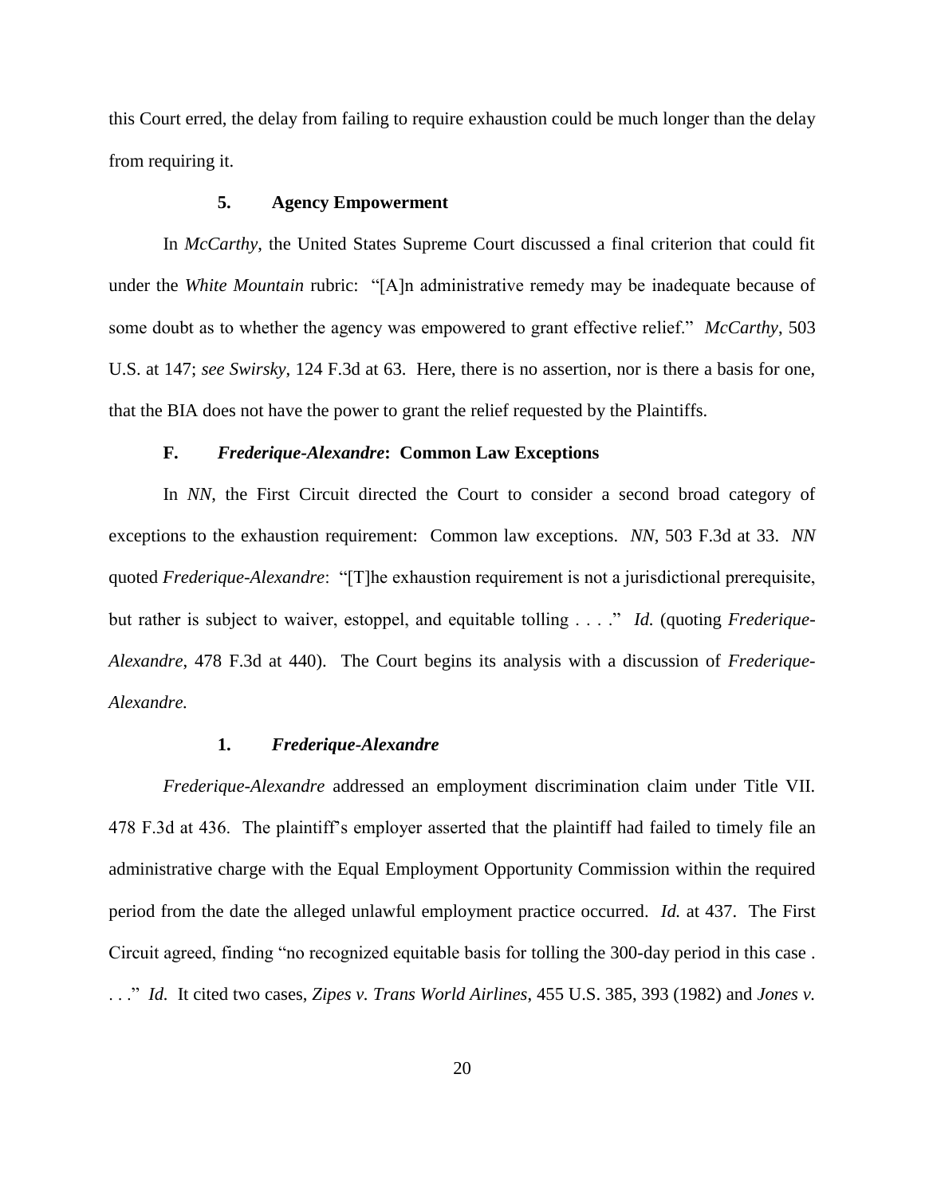this Court erred, the delay from failing to require exhaustion could be much longer than the delay from requiring it.

#### 5. Agency Empowerment

In *McCarthy*, the United States Supreme Court discussed a final criterion that could fit under the *White Mountain* rubric: "[A]n administrative remedy may be inadequate because of some doubt as to whether the agency was empowered to grant effective relief." *McCarthy*, 503 U.S. at 147; *see Swirsky*, 124 F.3d at 63. Here, there is no assertion, nor is there a basis for one, that the BIA does not have the power to grant the relief requested by the Plaintiffs.

### F. *Frederique-Alexandre*: Common Law Exceptions

In *NN*, the First Circuit directed the Court to consider a second broad category of exceptions to the exhaustion requirement: Common law exceptions. *NN*, 503 F.3d at 33. *NN* quoted *Frederique-Alexandre*: "[T]he exhaustion requirement is not a jurisdictional prerequisite, but rather is subject to waiver, estoppel, and equitable tolling . . . ." *Id.* (quoting *Frederique-Alexandre*, 478 F.3d at 440). The Court begins its analysis with a discussion of *Frederique-Alexandre.*

#### 1. *Frederique-Alexandre*

*Frederique-Alexandre* addressed an employment discrimination claim under Title VII. 478 F.3d at 436. The plaintiff's employer asserted that the plaintiff had failed to timely file an administrative charge with the Equal Employment Opportunity Commission within the required period from the date the alleged unlawful employment practice occurred. *Id.* at 437. The First Circuit agreed, finding "no recognized equitable basis for tolling the 300-day period in this case . . . ." *Id.* It cited two cases, *Zipes v. Trans World Airlines*, 455 U.S. 385, 393 (1982) and *Jones v.*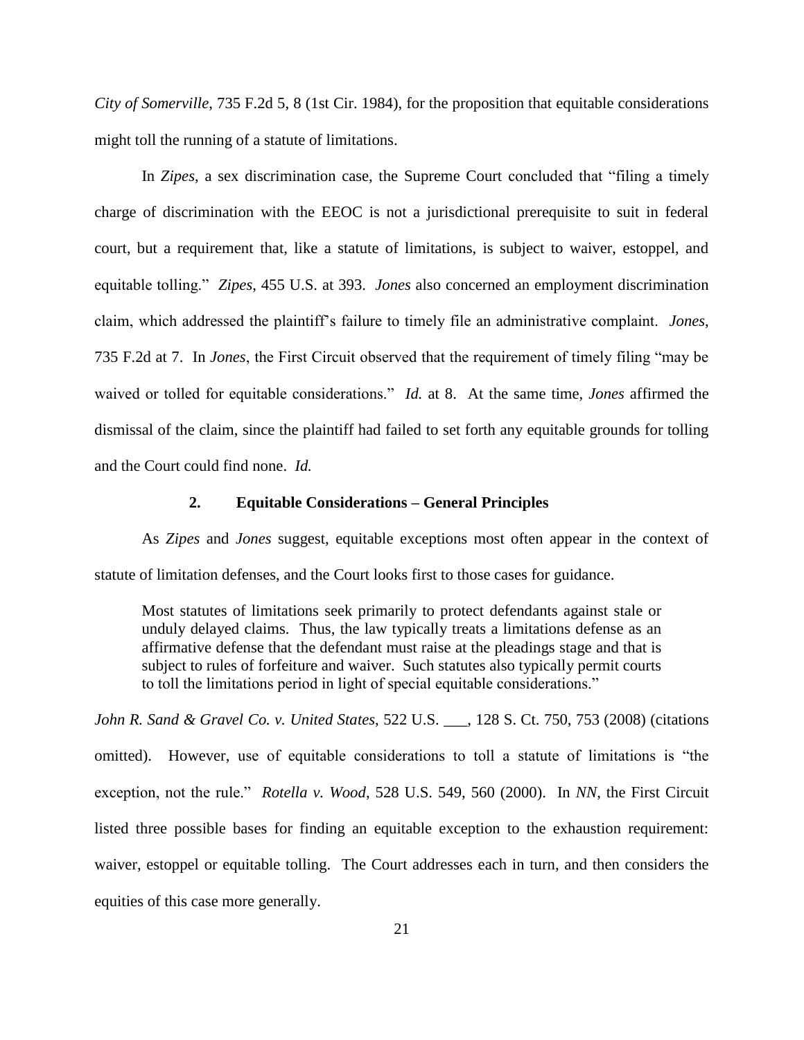*City of Somerville*, 735 F.2d 5, 8 (1st Cir. 1984), for the proposition that equitable considerations might toll the running of a statute of limitations.

In *Zipes*, a sex discrimination case, the Supreme Court concluded that "filing a timely charge of discrimination with the EEOC is not a jurisdictional prerequisite to suit in federal court, but a requirement that, like a statute of limitations, is subject to waiver, estoppel, and equitable tolling." *Zipes*, 455 U.S. at 393. *Jones* also concerned an employment discrimination claim, which addressed the plaintiff's failure to timely file an administrative complaint. *Jones*, 735 F.2d at 7. In *Jones*, the First Circuit observed that the requirement of timely filing "may be waived or tolled for equitable considerations." *Id.* at 8. At the same time, *Jones* affirmed the dismissal of the claim, since the plaintiff had failed to set forth any equitable grounds for tolling and the Court could find none. *Id.*

### 2. Equitable Considerations – General Principles

As *Zipes* and *Jones* suggest, equitable exceptions most often appear in the context of statute of limitation defenses, and the Court looks first to those cases for guidance.

> Most statutes of limitations seek primarily to protect defendants against stale or unduly delayed claims. Thus, the law typically treats a limitations defense as an affirmative defense that the defendant must raise at the pleadings stage and that is subject to rules of forfeiture and waiver. Such statutes also typically permit courts to toll the limitations period in light of special equitable considerations."

*John R. Sand & Gravel Co. v. United States*, 522 U.S. ___, 128 S. Ct. 750, 753 (2008) (citations omitted). However, use of equitable considerations to toll a statute of limitations is "the exception, not the rule." *Rotella v. Wood*, 528 U.S. 549, 560 (2000). In *NN*, the First Circuit listed three possible bases for finding an equitable exception to the exhaustion requirement: waiver, estoppel or equitable tolling. The Court addresses each in turn, and then considers the equities of this case more generally.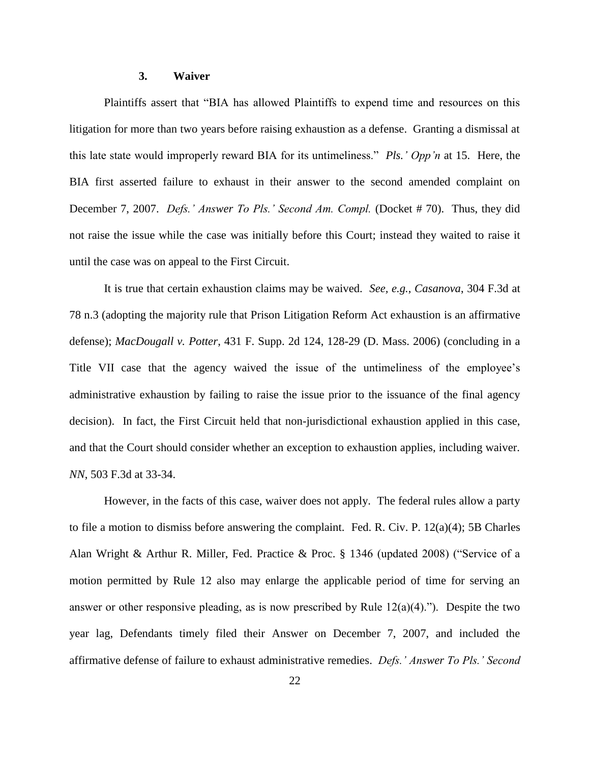### 3. Waiver

Plaintiffs assert that "BIA has allowed Plaintiffs to expend time and resources on this litigation for more than two years before raising exhaustion as a defense. Granting a dismissal at this late state would improperly reward BIA for its untimeliness." *Pls.' Opp'n* at 15. Here, the BIA first asserted failure to exhaust in their answer to the second amended complaint on December 7, 2007. *Defs.' Answer To Pls.' Second Am. Compl.* (Docket # 70). Thus, they did not raise the issue while the case was initially before this Court; instead they waited to raise it until the case was on appeal to the First Circuit.

It is true that certain exhaustion claims may be waived. *See, e.g.*, *Casanova*, 304 F.3d at 78 n.3 (adopting the majority rule that Prison Litigation Reform Act exhaustion is an affirmative defense); *MacDougall v. Potter*, 431 F. Supp. 2d 124, 128-29 (D. Mass. 2006) (concluding in a Title VII case that the agency waived the issue of the untimeliness of the employee's administrative exhaustion by failing to raise the issue prior to the issuance of the final agency decision). In fact, the First Circuit held that non-jurisdictional exhaustion applied in this case, and that the Court should consider whether an exception to exhaustion applies, including waiver. *NN*, 503 F.3d at 33-34.

However, in the facts of this case, waiver does not apply. The federal rules allow a party to file a motion to dismiss before answering the complaint. Fed. R. Civ. P. 12(a)(4); 5B Charles Alan Wright & Arthur R. Miller, Fed. Practice & Proc. § 1346 (updated 2008) ("Service of a motion permitted by Rule 12 also may enlarge the applicable period of time for serving an answer or other responsive pleading, as is now prescribed by Rule 12(a)(4)."). Despite the two year lag, Defendants timely filed their Answer on December 7, 2007, and included the affirmative defense of failure to exhaust administrative remedies. *Defs.' Answer To Pls.' Second*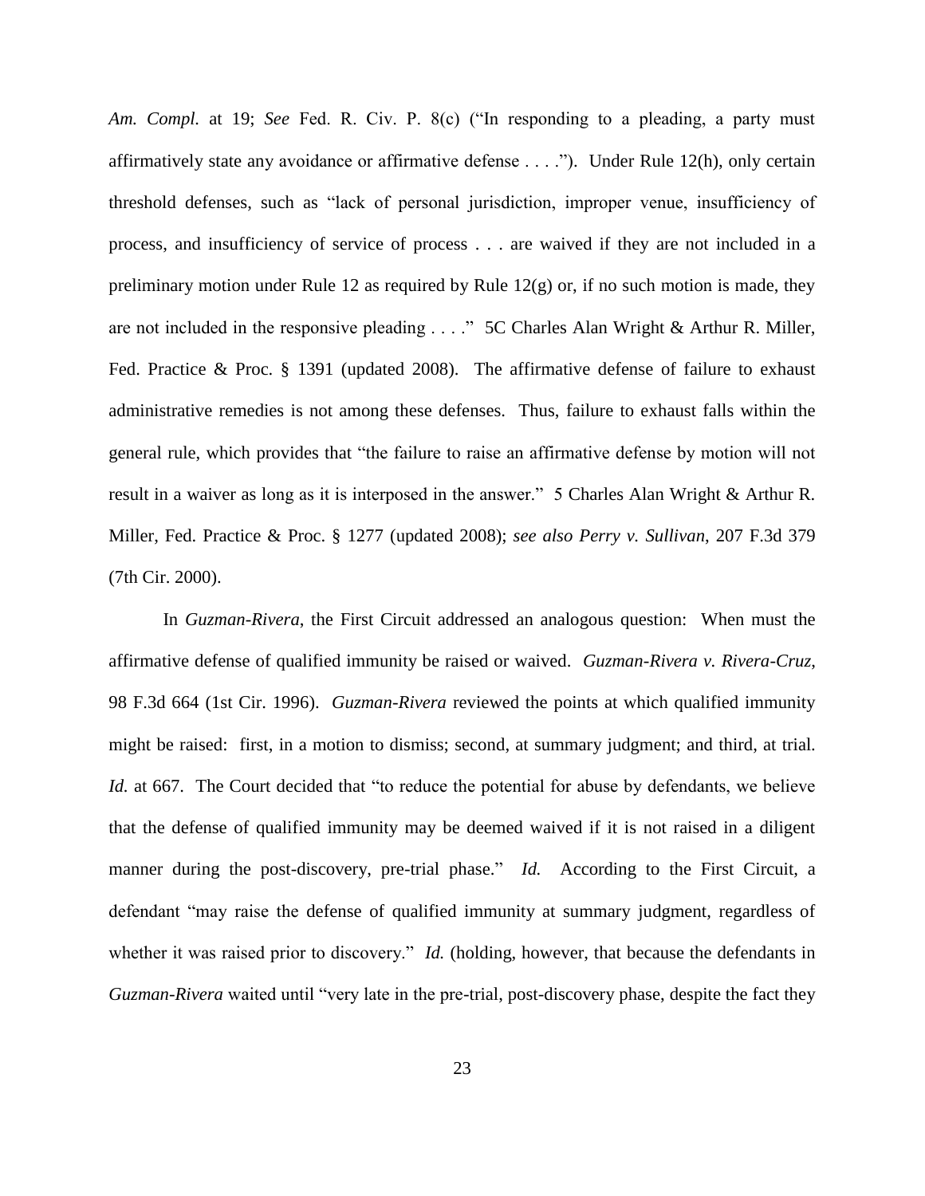*Am. Compl.* at 19; *See* Fed. R. Civ. P. 8(c) ("In responding to a pleading, a party must affirmatively state any avoidance or affirmative defense . . . ."). Under Rule 12(h), only certain threshold defenses, such as "lack of personal jurisdiction, improper venue, insufficiency of process, and insufficiency of service of process . . . are waived if they are not included in a preliminary motion under Rule 12 as required by Rule 12(g) or, if no such motion is made, they are not included in the responsive pleading . . . ." 5C Charles Alan Wright & Arthur R. Miller, Fed. Practice & Proc. § 1391 (updated 2008). The affirmative defense of failure to exhaust administrative remedies is not among these defenses. Thus, failure to exhaust falls within the general rule, which provides that "the failure to raise an affirmative defense by motion will not result in a waiver as long as it is interposed in the answer." 5 Charles Alan Wright & Arthur R. Miller, Fed. Practice & Proc. § 1277 (updated 2008); *see also Perry v. Sullivan*, 207 F.3d 379 (7th Cir. 2000).

In *Guzman-Rivera*, the First Circuit addressed an analogous question: When must the affirmative defense of qualified immunity be raised or waived. *Guzman-Rivera v. Rivera-Cruz*, 98 F.3d 664 (1st Cir. 1996). *Guzman-Rivera* reviewed the points at which qualified immunity might be raised: first, in a motion to dismiss; second, at summary judgment; and third, at trial. *Id.* at 667. The Court decided that "to reduce the potential for abuse by defendants, we believe that the defense of qualified immunity may be deemed waived if it is not raised in a diligent manner during the post-discovery, pre-trial phase." *Id.* According to the First Circuit, a defendant "may raise the defense of qualified immunity at summary judgment, regardless of whether it was raised prior to discovery." *Id.* (holding, however, that because the defendants in *Guzman-Rivera* waited until "very late in the pre-trial, post-discovery phase, despite the fact they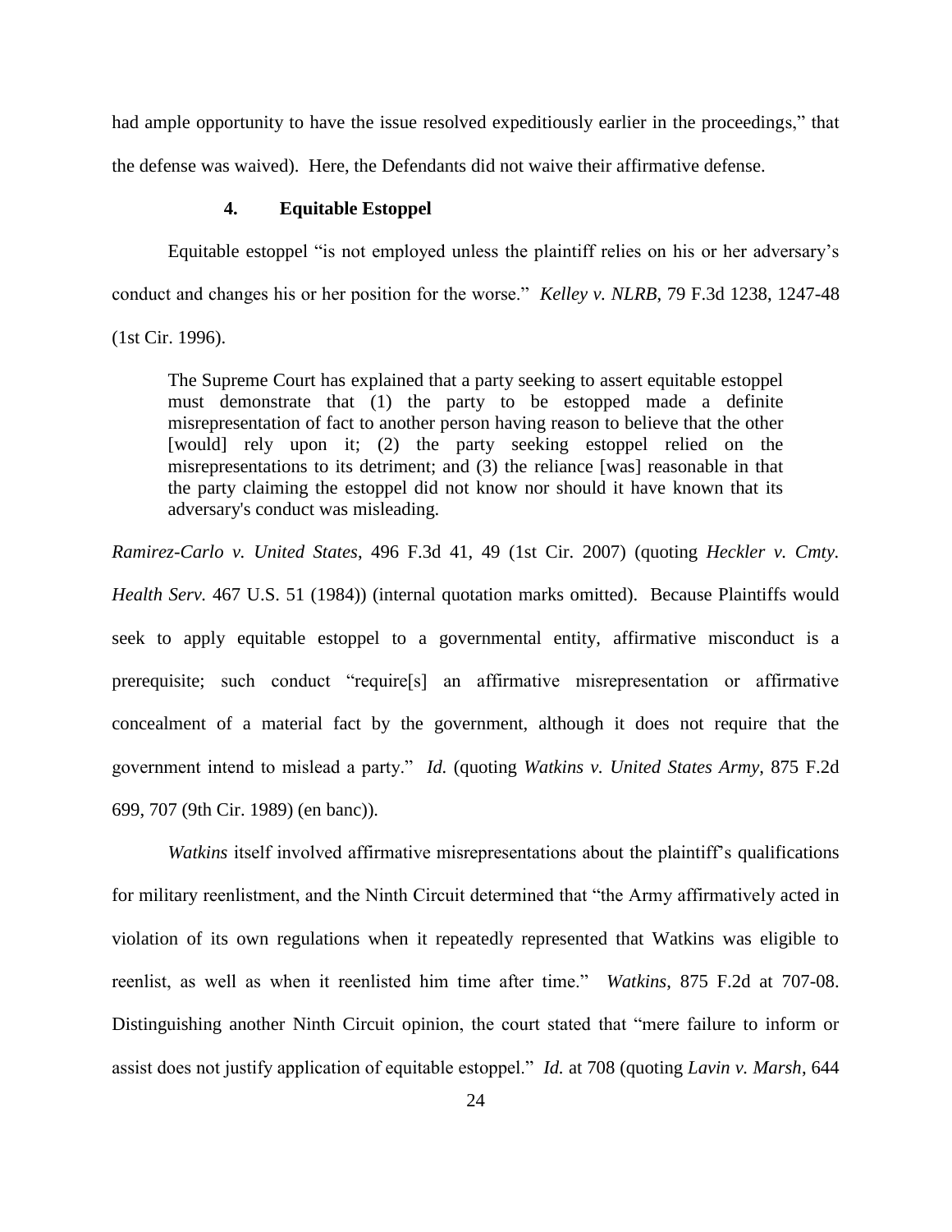had ample opportunity to have the issue resolved expeditiously earlier in the proceedings," that the defense was waived). Here, the Defendants did not waive their affirmative defense.

#### 4. Equitable Estoppel

Equitable estoppel "is not employed unless the plaintiff relies on his or her adversary's conduct and changes his or her position for the worse." *Kelley v. NLRB*, 79 F.3d 1238, 1247-48 (1st Cir. 1996).

> The Supreme Court has explained that a party seeking to assert equitable estoppel must demonstrate that (1) the party to be estopped made a definite misrepresentation of fact to another person having reason to believe that the other [would] rely upon it; (2) the party seeking estoppel relied on the misrepresentations to its detriment; and (3) the reliance [was] reasonable in that the party claiming the estoppel did not know nor should it have known that its adversary's conduct was misleading.

*Ramirez-Carlo v. United States*, 496 F.3d 41, 49 (1st Cir. 2007) (quoting *Heckler v. Cmty. Health Serv.* 467 U.S. 51 (1984)) (internal quotation marks omitted). Because Plaintiffs would seek to apply equitable estoppel to a governmental entity, affirmative misconduct is a prerequisite; such conduct "require[s] an affirmative misrepresentation or affirmative concealment of a material fact by the government, although it does not require that the government intend to mislead a party." *Id.* (quoting *Watkins v. United States Army*, 875 F.2d 699, 707 (9th Cir. 1989) (en banc)).

*Watkins* itself involved affirmative misrepresentations about the plaintiff's qualifications for military reenlistment, and the Ninth Circuit determined that "the Army affirmatively acted in violation of its own regulations when it repeatedly represented that Watkins was eligible to reenlist, as well as when it reenlisted him time after time." *Watkins*, 875 F.2d at 707-08. Distinguishing another Ninth Circuit opinion, the court stated that "mere failure to inform or assist does not justify application of equitable estoppel." *Id.* at 708 (quoting *Lavin v. Marsh*, 644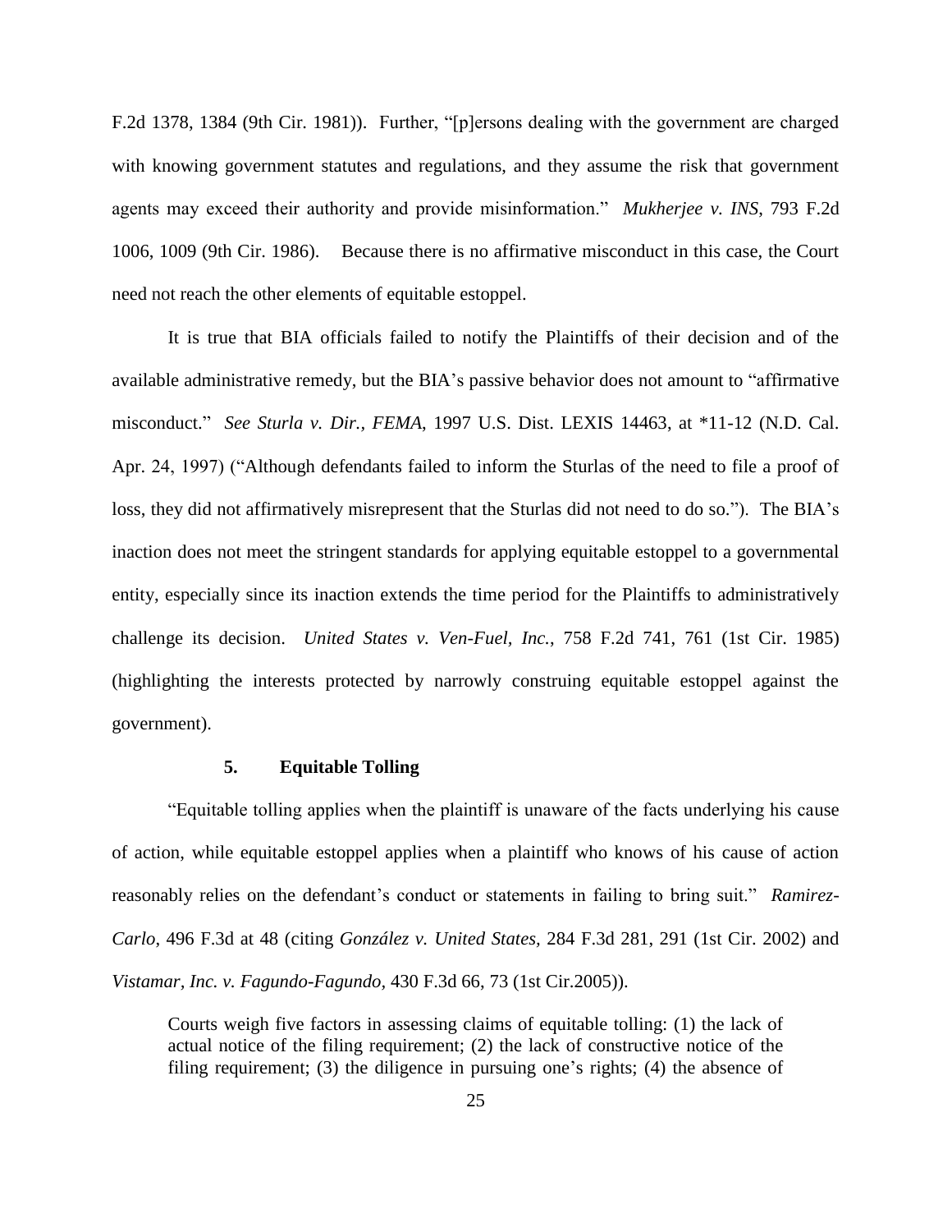F.2d 1378, 1384 (9th Cir. 1981)). Further, "[p]ersons dealing with the government are charged with knowing government statutes and regulations, and they assume the risk that government agents may exceed their authority and provide misinformation." *Mukherjee v. INS*, 793 F.2d 1006, 1009 (9th Cir. 1986). Because there is no affirmative misconduct in this case, the Court need not reach the other elements of equitable estoppel.

It is true that BIA officials failed to notify the Plaintiffs of their decision and of the available administrative remedy, but the BIA's passive behavior does not amount to "affirmative misconduct." *See Sturla v. Dir., FEMA*, 1997 U.S. Dist. LEXIS 14463, at *11-12 (N.D. Cal. Apr. 24, 1997) ("Although defendants failed to inform the Sturlas of the need to file a proof of loss, they did not affirmatively misrepresent that the Sturlas did not need to do so."). The BIA's inaction does not meet the stringent standards for applying equitable estoppel to a governmental entity, especially since its inaction extends the time period for the Plaintiffs to administratively challenge its decision. *United States v. Ven-Fuel, Inc.*, 758 F.2d 741, 761 (1st Cir. 1985) (highlighting the interests protected by narrowly construing equitable estoppel against the government).

### 5. Equitable Tolling

"Equitable tolling applies when the plaintiff is unaware of the facts underlying his cause of action, while equitable estoppel applies when a plaintiff who knows of his cause of action reasonably relies on the defendant's conduct or statements in failing to bring suit." *Ramirez-Carlo*, 496 F.3d at 48 (citing *González v. United States*, 284 F.3d 281, 291 (1st Cir. 2002) and *Vistamar, Inc. v. Fagundo-Fagundo*, 430 F.3d 66, 73 (1st Cir.2005)).

> Courts weigh five factors in assessing claims of equitable tolling: (1) the lack of actual notice of the filing requirement; (2) the lack of constructive notice of the filing requirement; (3) the diligence in pursuing one's rights; (4) the absence of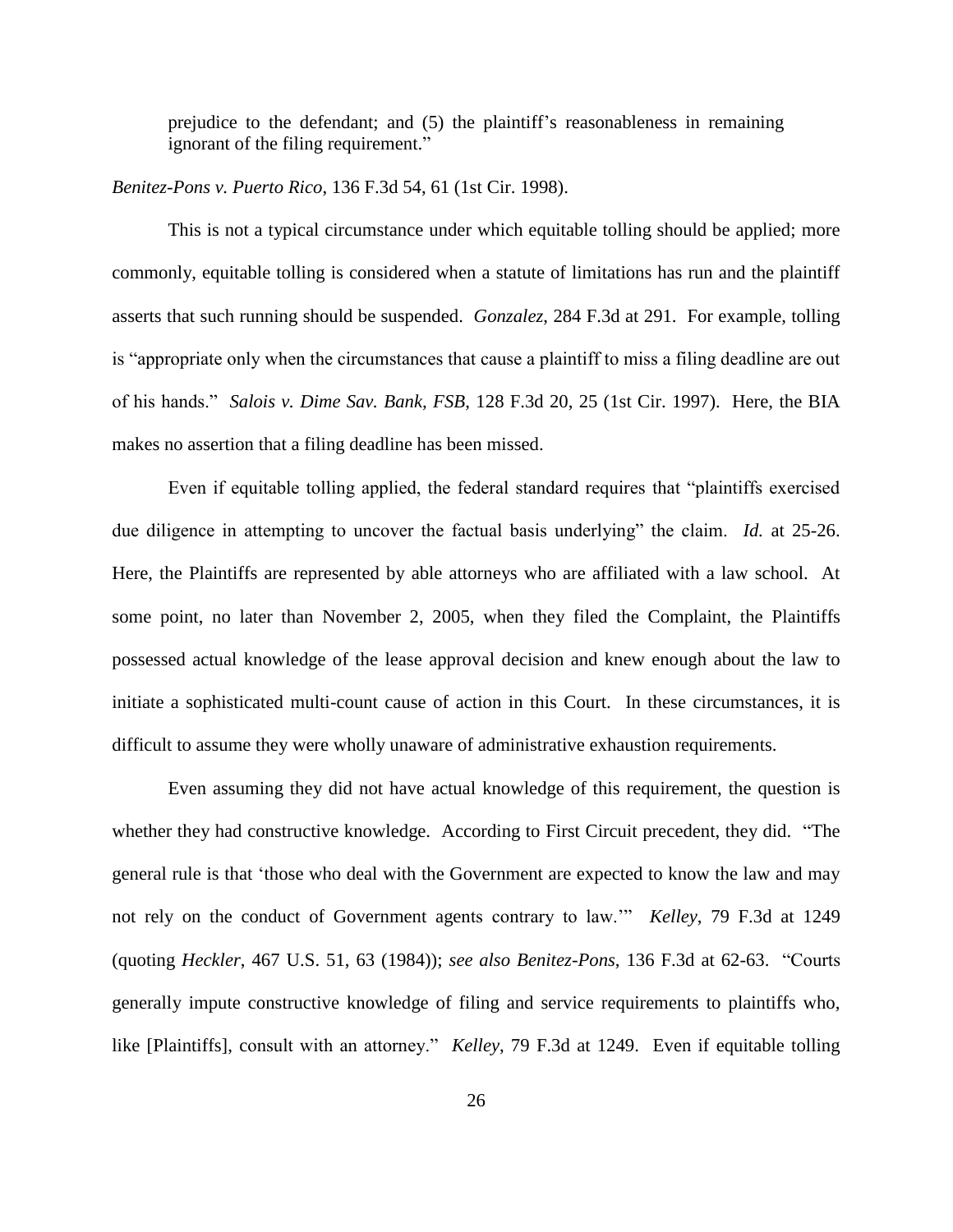> prejudice to the defendant; and (5) the plaintiff's reasonableness in remaining ignorant of the filing requirement."

*Benitez-Pons v. Puerto Rico*, 136 F.3d 54, 61 (1st Cir. 1998).

This is not a typical circumstance under which equitable tolling should be applied; more commonly, equitable tolling is considered when a statute of limitations has run and the plaintiff asserts that such running should be suspended. *Gonzalez*, 284 F.3d at 291. For example, tolling is "appropriate only when the circumstances that cause a plaintiff to miss a filing deadline are out of his hands." *Salois v. Dime Sav. Bank, FSB*, 128 F.3d 20, 25 (1st Cir. 1997). Here, the BIA makes no assertion that a filing deadline has been missed.

Even if equitable tolling applied, the federal standard requires that "plaintiffs exercised due diligence in attempting to uncover the factual basis underlying" the claim. *Id.* at 25-26. Here, the Plaintiffs are represented by able attorneys who are affiliated with a law school. At some point, no later than November 2, 2005, when they filed the Complaint, the Plaintiffs possessed actual knowledge of the lease approval decision and knew enough about the law to initiate a sophisticated multi-count cause of action in this Court. In these circumstances, it is difficult to assume they were wholly unaware of administrative exhaustion requirements.

Even assuming they did not have actual knowledge of this requirement, the question is whether they had constructive knowledge. According to First Circuit precedent, they did. "The general rule is that 'those who deal with the Government are expected to know the law and may not rely on the conduct of Government agents contrary to law.'" *Kelley*, 79 F.3d at 1249 (quoting *Heckler*, 467 U.S. 51, 63 (1984)); *see also Benitez-Pons*, 136 F.3d at 62-63. "Courts generally impute constructive knowledge of filing and service requirements to plaintiffs who, like [Plaintiffs], consult with an attorney." *Kelley*, 79 F.3d at 1249. Even if equitable tolling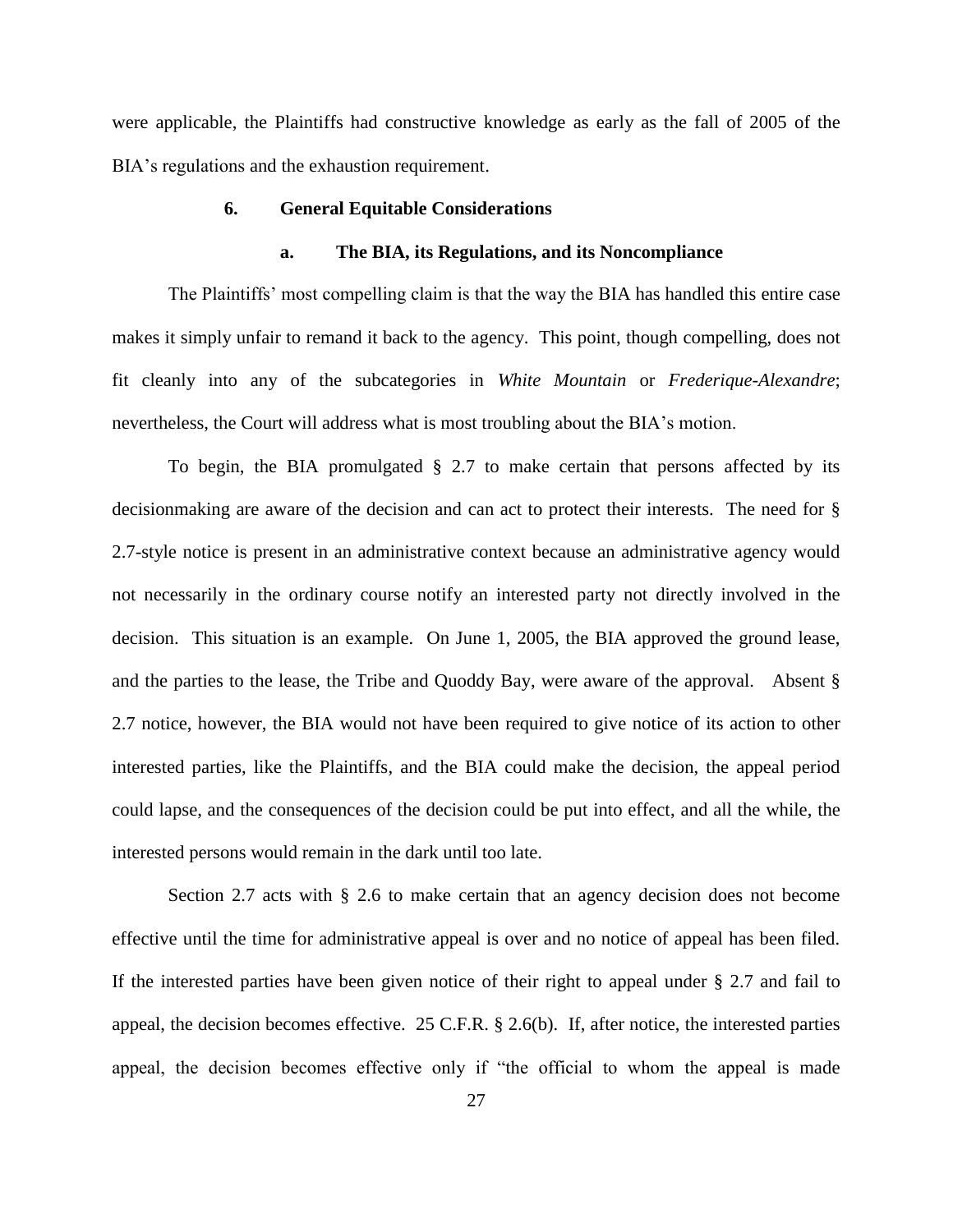were applicable, the Plaintiffs had constructive knowledge as early as the fall of 2005 of the BIA's regulations and the exhaustion requirement.

### 6. General Equitable Considerations

#### a. The BIA, its Regulations, and its Noncompliance

The Plaintiffs' most compelling claim is that the way the BIA has handled this entire case makes it simply unfair to remand it back to the agency. This point, though compelling, does not fit cleanly into any of the subcategories in *White Mountain* or *Frederique-Alexandre*; nevertheless, the Court will address what is most troubling about the BIA's motion.

To begin, the BIA promulgated § 2.7 to make certain that persons affected by its decisionmaking are aware of the decision and can act to protect their interests. The need for § 2.7-style notice is present in an administrative context because an administrative agency would not necessarily in the ordinary course notify an interested party not directly involved in the decision. This situation is an example. On June 1, 2005, the BIA approved the ground lease, and the parties to the lease, the Tribe and Quoddy Bay, were aware of the approval. Absent § 2.7 notice, however, the BIA would not have been required to give notice of its action to other interested parties, like the Plaintiffs, and the BIA could make the decision, the appeal period could lapse, and the consequences of the decision could be put into effect, and all the while, the interested persons would remain in the dark until too late.

Section 2.7 acts with § 2.6 to make certain that an agency decision does not become effective until the time for administrative appeal is over and no notice of appeal has been filed. If the interested parties have been given notice of their right to appeal under § 2.7 and fail to appeal, the decision becomes effective. 25 C.F.R. § 2.6(b). If, after notice, the interested parties appeal, the decision becomes effective only if "the official to whom the appeal is made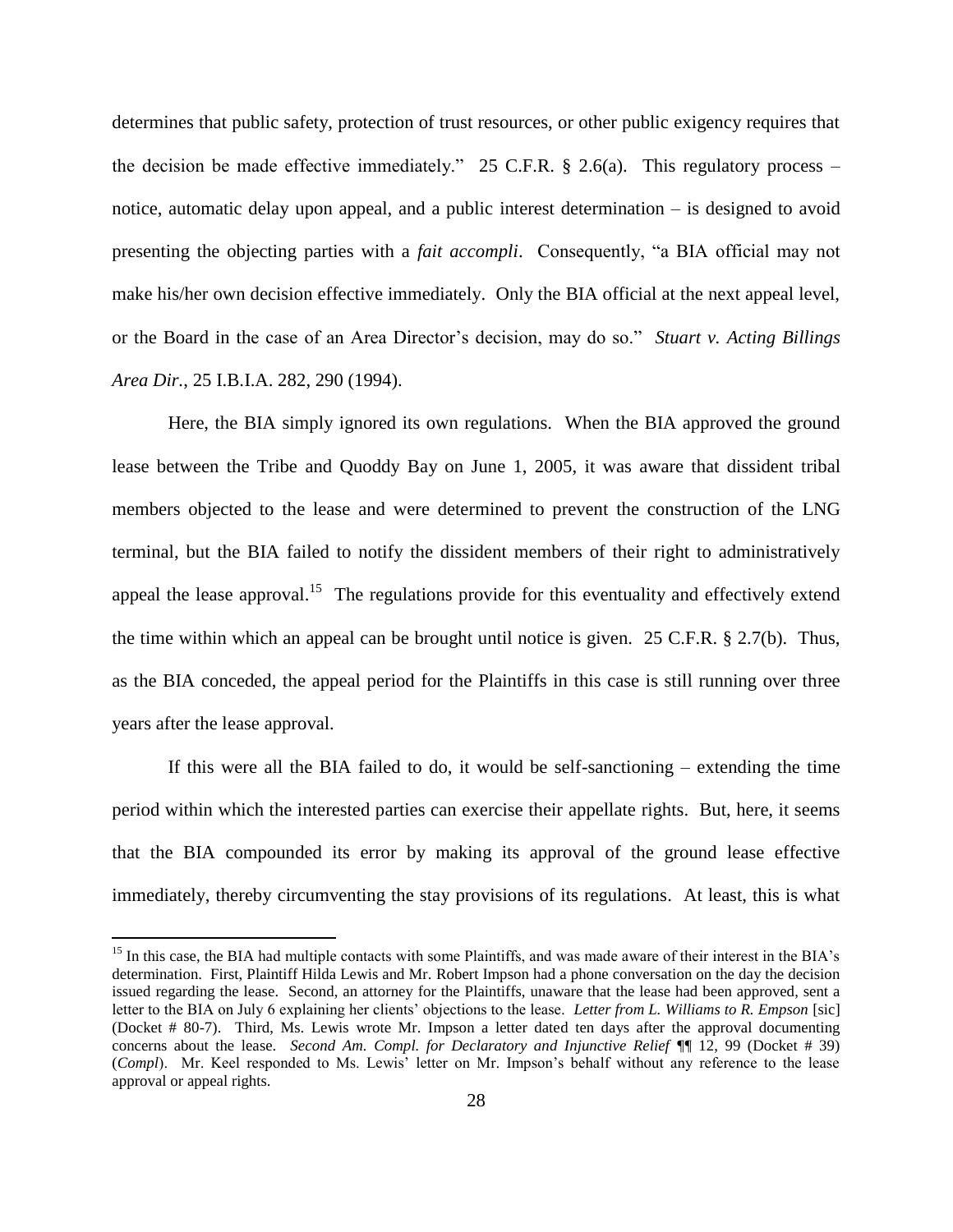determines that public safety, protection of trust resources, or other public exigency requires that the decision be made effective immediately." 25 C.F.R. § 2.6(a). This regulatory process – notice, automatic delay upon appeal, and a public interest determination – is designed to avoid presenting the objecting parties with a *fait accompli*. Consequently, "a BIA official may not make his/her own decision effective immediately. Only the BIA official at the next appeal level, or the Board in the case of an Area Director's decision, may do so." *Stuart v. Acting Billings Area Dir.*, 25 I.B.I.A. 282, 290 (1994).

Here, the BIA simply ignored its own regulations. When the BIA approved the ground lease between the Tribe and Quoddy Bay on June 1, 2005, it was aware that dissident tribal members objected to the lease and were determined to prevent the construction of the LNG terminal, but the BIA failed to notify the dissident members of their right to administratively appeal the lease approval.[15] The regulations provide for this eventuality and effectively extend the time within which an appeal can be brought until notice is given. 25 C.F.R. § 2.7(b). Thus, as the BIA conceded, the appeal period for the Plaintiffs in this case is still running over three years after the lease approval.

If this were all the BIA failed to do, it would be self-sanctioning – extending the time period within which the interested parties can exercise their appellate rights. But, here, it seems that the BIA compounded its error by making its approval of the ground lease effective immediately, thereby circumventing the stay provisions of its regulations. At least, this is what

[15] In this case, the BIA had multiple contacts with some Plaintiffs, and was made aware of their interest in the BIA's determination. First, Plaintiff Hilda Lewis and Mr. Robert Impson had a phone conversation on the day the decision issued regarding the lease. Second, an attorney for the Plaintiffs, unaware that the lease had been approved, sent a letter to the BIA on July 6 explaining her clients' objections to the lease. *Letter from L. Williams to R. Empson* [sic] (Docket # 80-7). Third, Ms. Lewis wrote Mr. Impson a letter dated ten days after the approval documenting concerns about the lease. *Second Am. Compl. for Declaratory and Injunctive Relief* ¶¶ 12, 99 (Docket # 39) (*Compl*). Mr. Keel responded to Ms. Lewis' letter on Mr. Impson's behalf without any reference to the lease approval or appeal rights.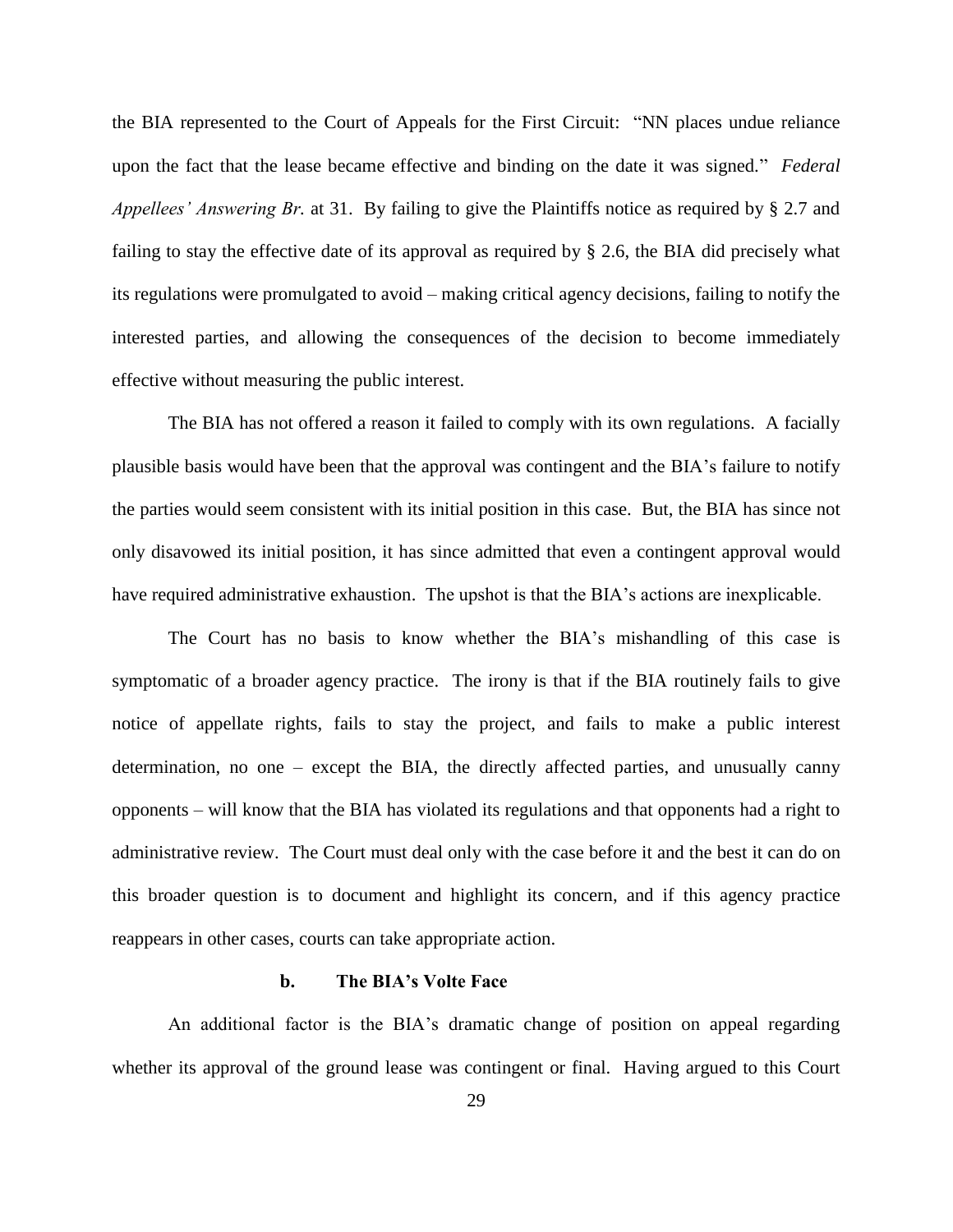the BIA represented to the Court of Appeals for the First Circuit: "NN places undue reliance upon the fact that the lease became effective and binding on the date it was signed." *Federal Appellees' Answering Br.* at 31. By failing to give the Plaintiffs notice as required by § 2.7 and failing to stay the effective date of its approval as required by § 2.6, the BIA did precisely what its regulations were promulgated to avoid – making critical agency decisions, failing to notify the interested parties, and allowing the consequences of the decision to become immediately effective without measuring the public interest.

The BIA has not offered a reason it failed to comply with its own regulations. A facially plausible basis would have been that the approval was contingent and the BIA's failure to notify the parties would seem consistent with its initial position in this case. But, the BIA has since not only disavowed its initial position, it has since admitted that even a contingent approval would have required administrative exhaustion. The upshot is that the BIA's actions are inexplicable.

The Court has no basis to know whether the BIA's mishandling of this case is symptomatic of a broader agency practice. The irony is that if the BIA routinely fails to give notice of appellate rights, fails to stay the project, and fails to make a public interest determination, no one – except the BIA, the directly affected parties, and unusually canny opponents – will know that the BIA has violated its regulations and that opponents had a right to administrative review. The Court must deal only with the case before it and the best it can do on this broader question is to document and highlight its concern, and if this agency practice reappears in other cases, courts can take appropriate action.

#### b. The BIA's Volte Face

An additional factor is the BIA's dramatic change of position on appeal regarding whether its approval of the ground lease was contingent or final. Having argued to this Court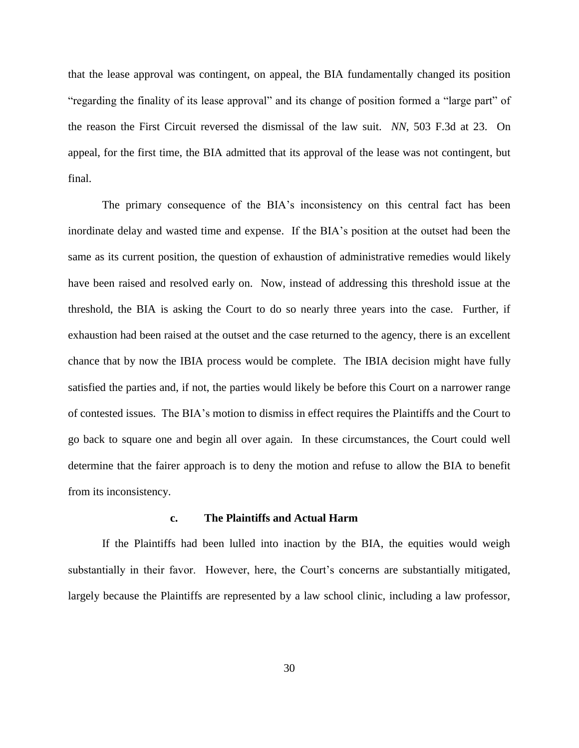that the lease approval was contingent, on appeal, the BIA fundamentally changed its position "regarding the finality of its lease approval" and its change of position formed a "large part" of the reason the First Circuit reversed the dismissal of the law suit. *NN*, 503 F.3d at 23. On appeal, for the first time, the BIA admitted that its approval of the lease was not contingent, but final.

The primary consequence of the BIA's inconsistency on this central fact has been inordinate delay and wasted time and expense. If the BIA's position at the outset had been the same as its current position, the question of exhaustion of administrative remedies would likely have been raised and resolved early on. Now, instead of addressing this threshold issue at the threshold, the BIA is asking the Court to do so nearly three years into the case. Further, if exhaustion had been raised at the outset and the case returned to the agency, there is an excellent chance that by now the IBIA process would be complete. The IBIA decision might have fully satisfied the parties and, if not, the parties would likely be before this Court on a narrower range of contested issues. The BIA's motion to dismiss in effect requires the Plaintiffs and the Court to go back to square one and begin all over again. In these circumstances, the Court could well determine that the fairer approach is to deny the motion and refuse to allow the BIA to benefit from its inconsistency.

#### c. The Plaintiffs and Actual Harm

If the Plaintiffs had been lulled into inaction by the BIA, the equities would weigh substantially in their favor. However, here, the Court's concerns are substantially mitigated, largely because the Plaintiffs are represented by a law school clinic, including a law professor,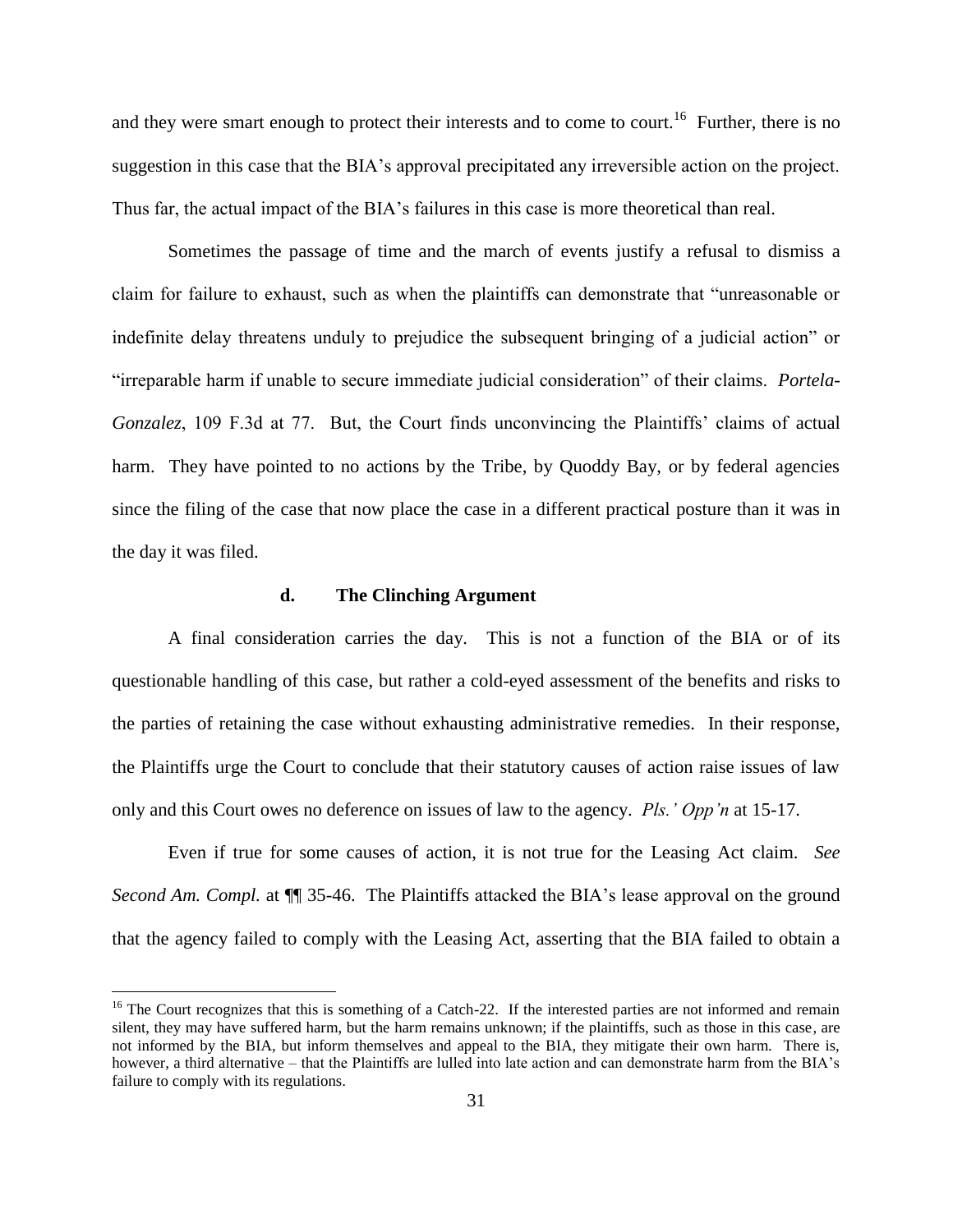and they were smart enough to protect their interests and to come to court.[16] Further, there is no suggestion in this case that the BIA's approval precipitated any irreversible action on the project. Thus far, the actual impact of the BIA's failures in this case is more theoretical than real.

Sometimes the passage of time and the march of events justify a refusal to dismiss a claim for failure to exhaust, such as when the plaintiffs can demonstrate that "unreasonable or indefinite delay threatens unduly to prejudice the subsequent bringing of a judicial action" or "irreparable harm if unable to secure immediate judicial consideration" of their claims. *Portela-Gonzalez*, 109 F.3d at 77. But, the Court finds unconvincing the Plaintiffs' claims of actual harm. They have pointed to no actions by the Tribe, by Quoddy Bay, or by federal agencies since the filing of the case that now place the case in a different practical posture than it was in the day it was filed.

#### d. The Clinching Argument

A final consideration carries the day. This is not a function of the BIA or of its questionable handling of this case, but rather a cold-eyed assessment of the benefits and risks to the parties of retaining the case without exhausting administrative remedies. In their response, the Plaintiffs urge the Court to conclude that their statutory causes of action raise issues of law only and this Court owes no deference on issues of law to the agency. *Pls.' Opp'n* at 15-17.

Even if true for some causes of action, it is not true for the Leasing Act claim. *See Second Am. Compl.* at ¶¶ 35-46. The Plaintiffs attacked the BIA's lease approval on the ground that the agency failed to comply with the Leasing Act, asserting that the BIA failed to obtain a

[16] The Court recognizes that this is something of a Catch-22. If the interested parties are not informed and remain silent, they may have suffered harm, but the harm remains unknown; if the plaintiffs, such as those in this case, are not informed by the BIA, but inform themselves and appeal to the BIA, they mitigate their own harm. There is, however, a third alternative – that the Plaintiffs are lulled into late action and can demonstrate harm from the BIA's failure to comply with its regulations.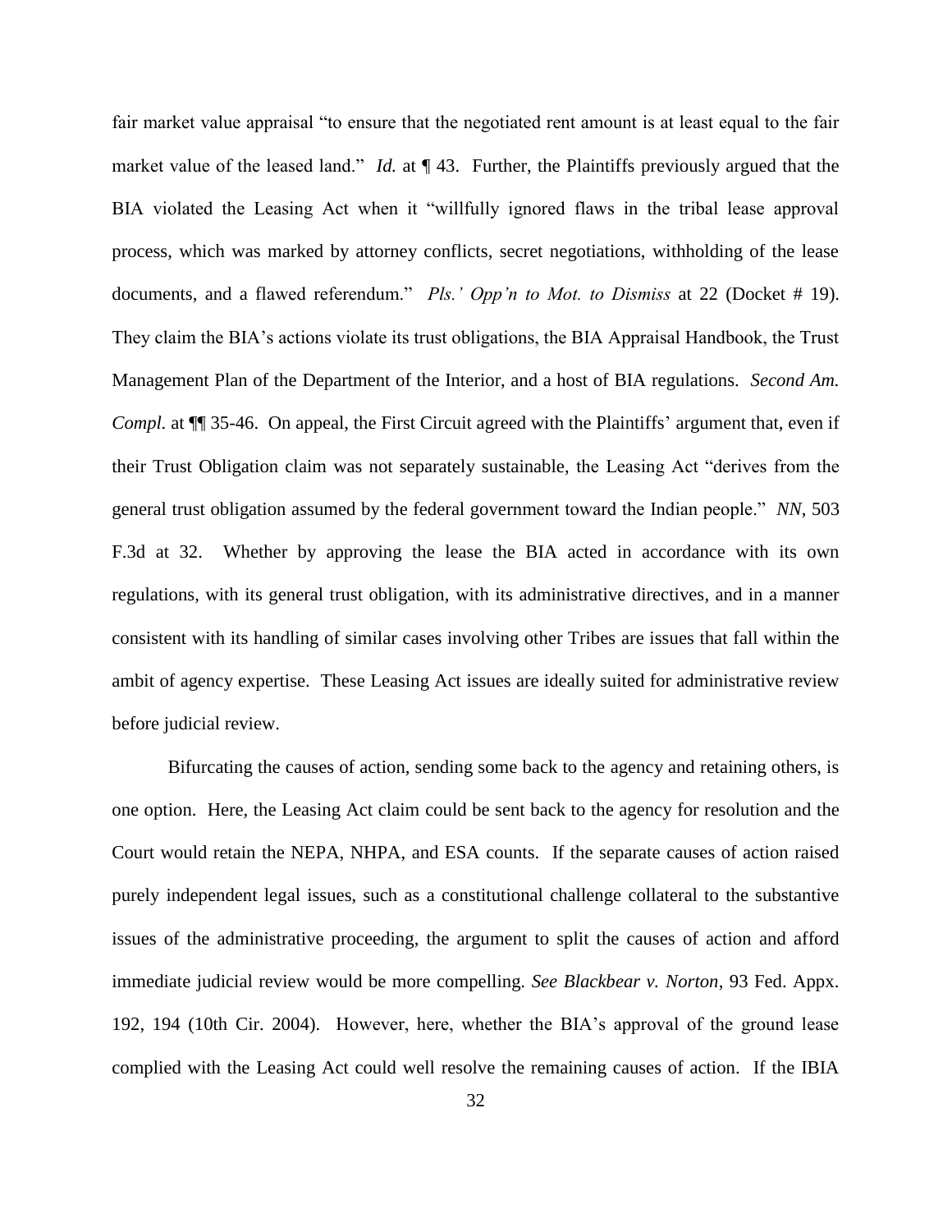fair market value appraisal "to ensure that the negotiated rent amount is at least equal to the fair market value of the leased land." *Id.* at ¶ 43. Further, the Plaintiffs previously argued that the BIA violated the Leasing Act when it "willfully ignored flaws in the tribal lease approval process, which was marked by attorney conflicts, secret negotiations, withholding of the lease documents, and a flawed referendum." *Pls.' Opp'n to Mot. to Dismiss* at 22 (Docket # 19). They claim the BIA's actions violate its trust obligations, the BIA Appraisal Handbook, the Trust Management Plan of the Department of the Interior, and a host of BIA regulations. *Second Am. Compl.* at ¶¶ 35-46. On appeal, the First Circuit agreed with the Plaintiffs' argument that, even if their Trust Obligation claim was not separately sustainable, the Leasing Act "derives from the general trust obligation assumed by the federal government toward the Indian people." *NN*, 503 F.3d at 32. Whether by approving the lease the BIA acted in accordance with its own regulations, with its general trust obligation, with its administrative directives, and in a manner consistent with its handling of similar cases involving other Tribes are issues that fall within the ambit of agency expertise. These Leasing Act issues are ideally suited for administrative review before judicial review.

Bifurcating the causes of action, sending some back to the agency and retaining others, is one option. Here, the Leasing Act claim could be sent back to the agency for resolution and the Court would retain the NEPA, NHPA, and ESA counts. If the separate causes of action raised purely independent legal issues, such as a constitutional challenge collateral to the substantive issues of the administrative proceeding, the argument to split the causes of action and afford immediate judicial review would be more compelling. *See Blackbear v. Norton*, 93 Fed. Appx. 192, 194 (10th Cir. 2004). However, here, whether the BIA's approval of the ground lease complied with the Leasing Act could well resolve the remaining causes of action. If the IBIA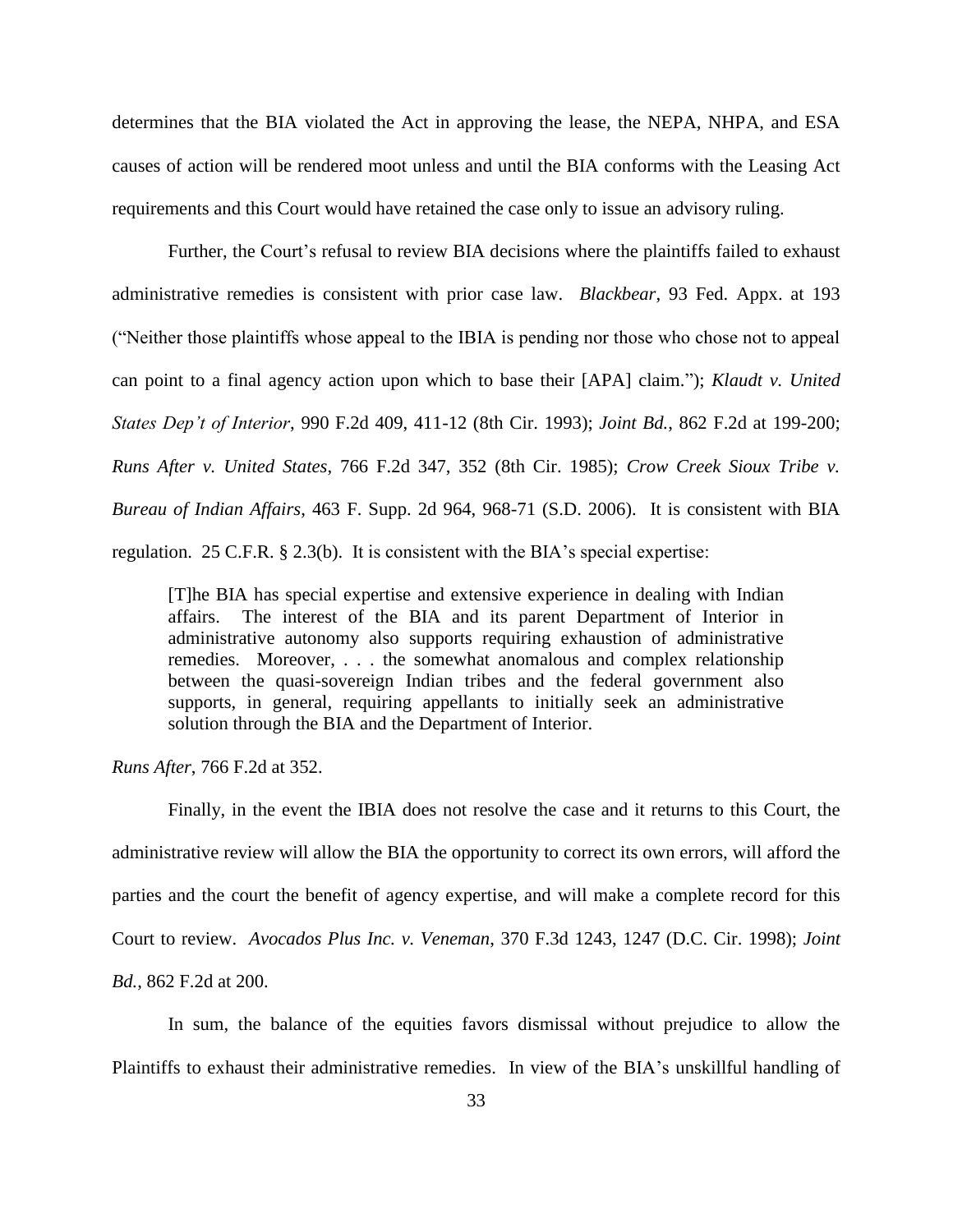determines that the BIA violated the Act in approving the lease, the NEPA, NHPA, and ESA causes of action will be rendered moot unless and until the BIA conforms with the Leasing Act requirements and this Court would have retained the case only to issue an advisory ruling.

Further, the Court's refusal to review BIA decisions where the plaintiffs failed to exhaust administrative remedies is consistent with prior case law. *Blackbear*, 93 Fed. Appx. at 193 ("Neither those plaintiffs whose appeal to the IBIA is pending nor those who chose not to appeal can point to a final agency action upon which to base their [APA] claim."); *Klaudt v. United States Dep't of Interior*, 990 F.2d 409, 411-12 (8th Cir. 1993); *Joint Bd.*, 862 F.2d at 199-200; *Runs After v. United States*, 766 F.2d 347, 352 (8th Cir. 1985); *Crow Creek Sioux Tribe v. Bureau of Indian Affairs*, 463 F. Supp. 2d 964, 968-71 (S.D. 2006). It is consistent with BIA regulation. 25 C.F.R. § 2.3(b). It is consistent with the BIA's special expertise:

> [T]he BIA has special expertise and extensive experience in dealing with Indian affairs. The interest of the BIA and its parent Department of Interior in administrative autonomy also supports requiring exhaustion of administrative remedies. Moreover, . . . the somewhat anomalous and complex relationship between the quasi-sovereign Indian tribes and the federal government also supports, in general, requiring appellants to initially seek an administrative solution through the BIA and the Department of Interior.

*Runs After*, 766 F.2d at 352.

Finally, in the event the IBIA does not resolve the case and it returns to this Court, the administrative review will allow the BIA the opportunity to correct its own errors, will afford the parties and the court the benefit of agency expertise, and will make a complete record for this Court to review. *Avocados Plus Inc. v. Veneman*, 370 F.3d 1243, 1247 (D.C. Cir. 1998); *Joint Bd.*, 862 F.2d at 200.

In sum, the balance of the equities favors dismissal without prejudice to allow the Plaintiffs to exhaust their administrative remedies. In view of the BIA's unskillful handling of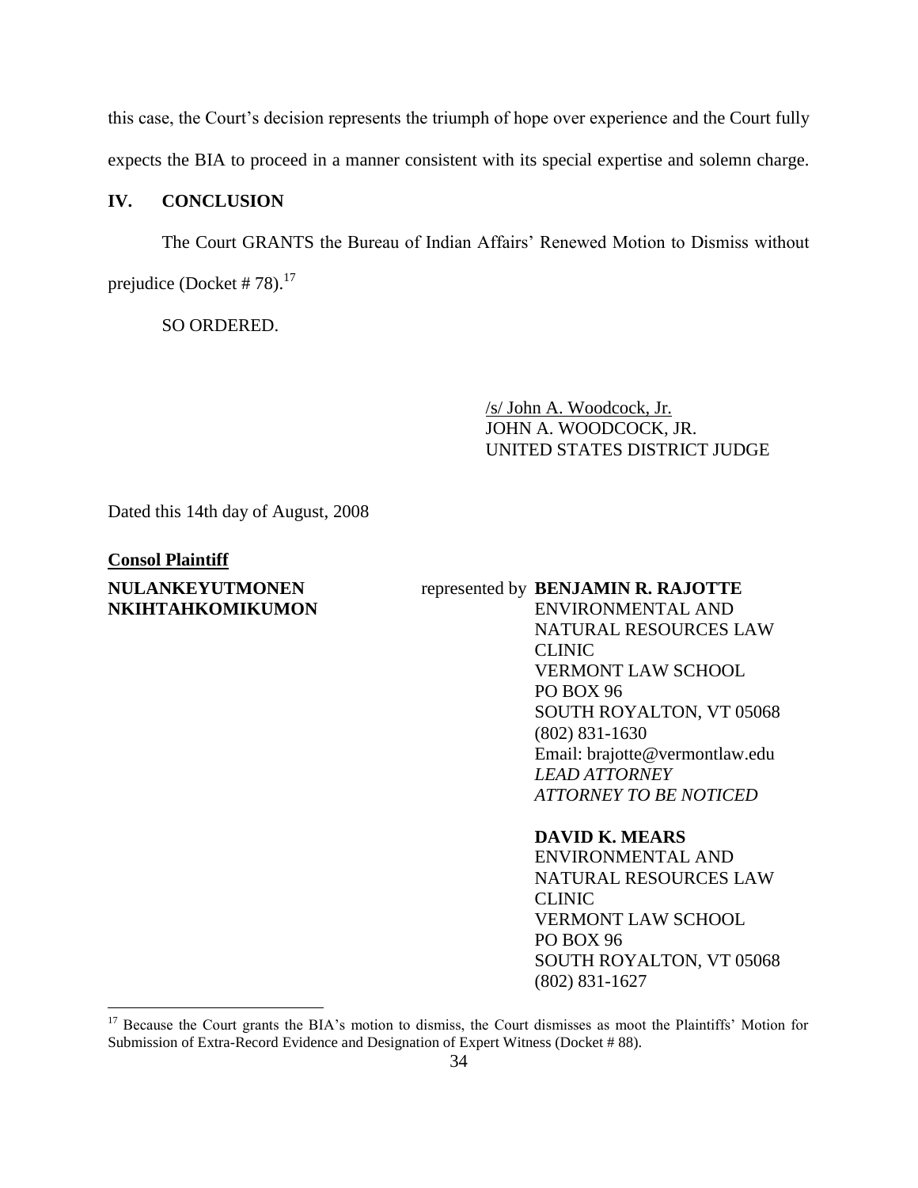this case, the Court's decision represents the triumph of hope over experience and the Court fully expects the BIA to proceed in a manner consistent with its special expertise and solemn charge.

## IV. CONCLUSION

The Court GRANTS the Bureau of Indian Affairs' Renewed Motion to Dismiss without prejudice (Docket # 78).[17]

SO ORDERED.

/s/ John A. Woodcock, Jr.
JOHN A. WOODCOCK, JR.
UNITED STATES DISTRICT JUDGE

Dated this 14th day of August, 2008

**Consol Plaintiff**

**NULANKEYUTMONEN NKIHTAHKOMIKUMON** represented by **BENJAMIN R. RAJOTTE**
ENVIRONMENTAL AND NATURAL RESOURCES LAW CLINIC
VERMONT LAW SCHOOL
PO BOX 96
SOUTH ROYALTON, VT 05068
(802) 831-1630
Email: brajotte@vermontlaw.edu
*LEAD ATTORNEY*
*ATTORNEY TO BE NOTICED*

**DAVID K. MEARS**
ENVIRONMENTAL AND NATURAL RESOURCES LAW CLINIC
VERMONT LAW SCHOOL
PO BOX 96
SOUTH ROYALTON, VT 05068
(802) 831-1627

[17] Because the Court grants the BIA's motion to dismiss, the Court dismisses as moot the Plaintiffs' Motion for Submission of Extra-Record Evidence and Designation of Expert Witness (Docket # 88).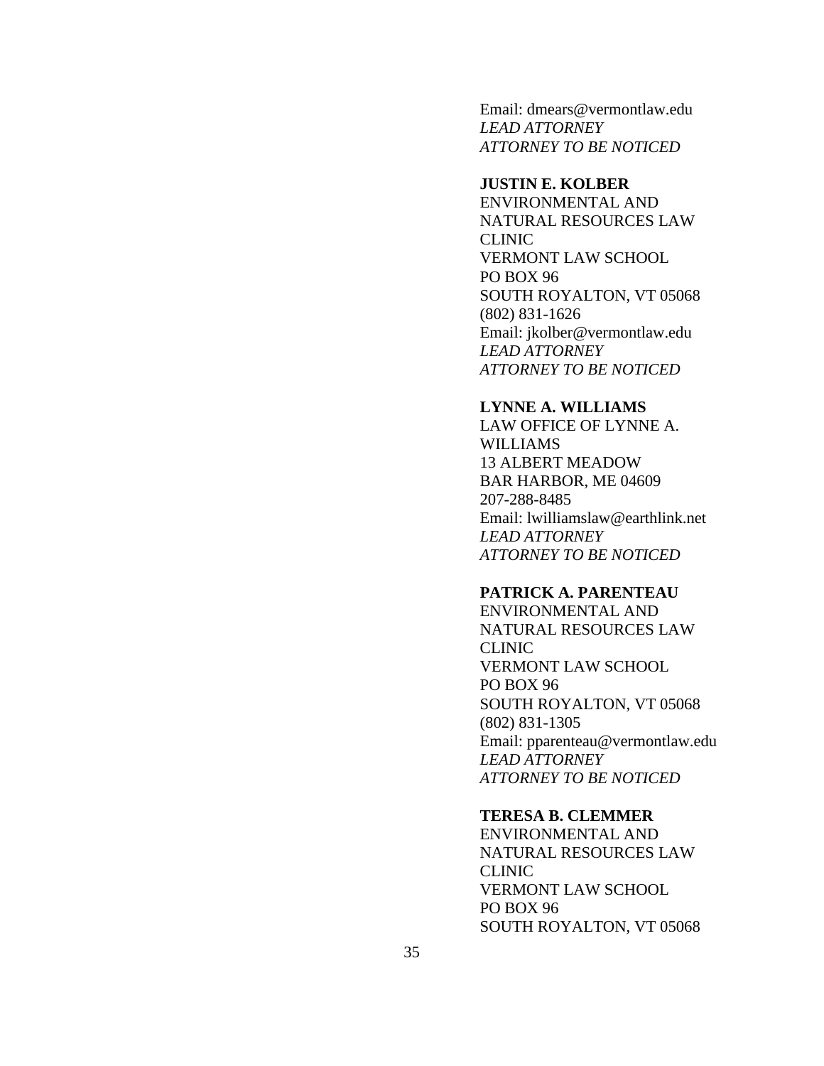Email: dmears@vermontlaw.edu
*LEAD ATTORNEY*
*ATTORNEY TO BE NOTICED*

**JUSTIN E. KOLBER**
ENVIRONMENTAL AND NATURAL RESOURCES LAW CLINIC
VERMONT LAW SCHOOL
PO BOX 96
SOUTH ROYALTON, VT 05068
(802) 831-1626
Email: jkolber@vermontlaw.edu
*LEAD ATTORNEY*
*ATTORNEY TO BE NOTICED*

**LYNNE A. WILLIAMS**
LAW OFFICE OF LYNNE A. WILLIAMS
13 ALBERT MEADOW
BAR HARBOR, ME 04609
207-288-8485
Email: lwilliamslaw@earthlink.net
*LEAD ATTORNEY*
*ATTORNEY TO BE NOTICED*

**PATRICK A. PARENTEAU**
ENVIRONMENTAL AND NATURAL RESOURCES LAW CLINIC
VERMONT LAW SCHOOL
PO BOX 96
SOUTH ROYALTON, VT 05068
(802) 831-1305
Email: pparenteau@vermontlaw.edu
*LEAD ATTORNEY*
*ATTORNEY TO BE NOTICED*

**TERESA B. CLEMMER**
ENVIRONMENTAL AND NATURAL RESOURCES LAW CLINIC
VERMONT LAW SCHOOL
PO BOX 96
SOUTH ROYALTON, VT 05068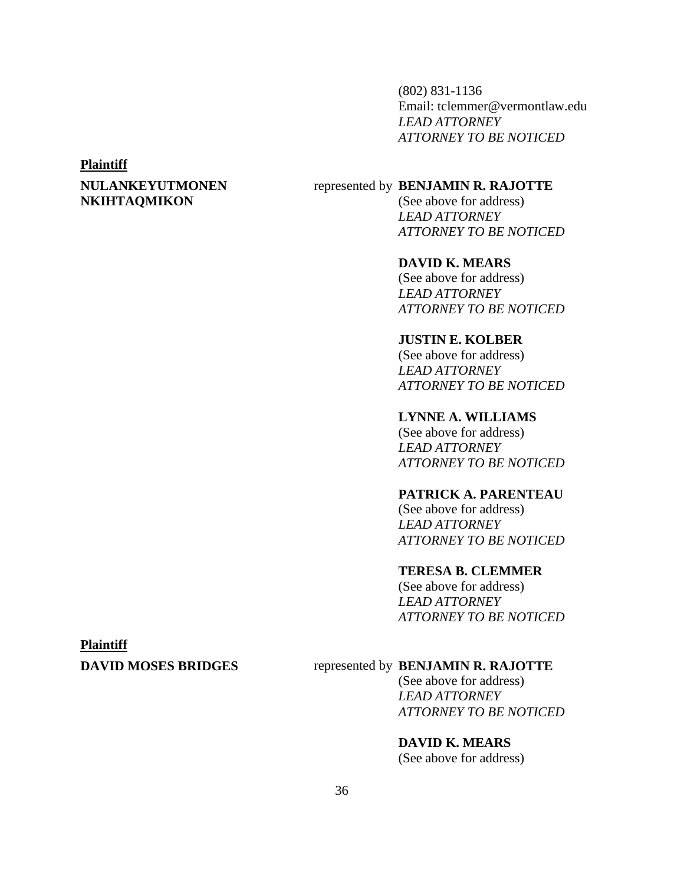(802) 831-1136
Email: tclemmer@vermontlaw.edu
*LEAD ATTORNEY*
*ATTORNEY TO BE NOTICED*

**Plaintiff**

**NULANKEYUTMONEN NKIHTAQMIKON** represented by **BENJAMIN R. RAJOTTE**
(See above for address)
*LEAD ATTORNEY*
*ATTORNEY TO BE NOTICED*

**DAVID K. MEARS**
(See above for address)
*LEAD ATTORNEY*
*ATTORNEY TO BE NOTICED*

**JUSTIN E. KOLBER**
(See above for address)
*LEAD ATTORNEY*
*ATTORNEY TO BE NOTICED*

**LYNNE A. WILLIAMS**
(See above for address)
*LEAD ATTORNEY*
*ATTORNEY TO BE NOTICED*

**PATRICK A. PARENTEAU**
(See above for address)
*LEAD ATTORNEY*
*ATTORNEY TO BE NOTICED*

**TERESA B. CLEMMER**
(See above for address)
*LEAD ATTORNEY*
*ATTORNEY TO BE NOTICED*

**Plaintiff**

**DAVID MOSES BRIDGES** represented by **BENJAMIN R. RAJOTTE**
(See above for address)
*LEAD ATTORNEY*
*ATTORNEY TO BE NOTICED*

**DAVID K. MEARS**
(See above for address)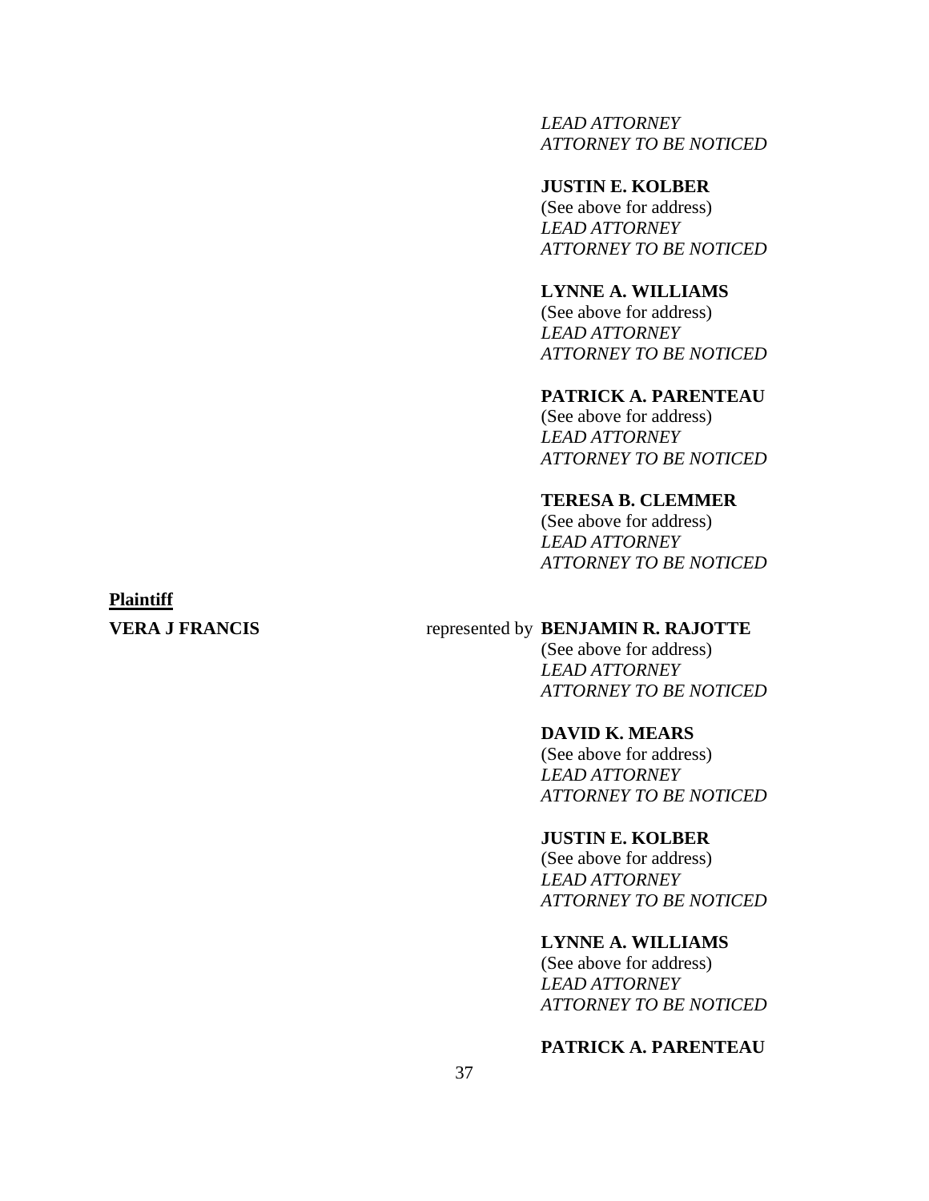*LEAD ATTORNEY*
*ATTORNEY TO BE NOTICED*

**JUSTIN E. KOLBER**
(See above for address)
*LEAD ATTORNEY*
*ATTORNEY TO BE NOTICED*

**LYNNE A. WILLIAMS**
(See above for address)
*LEAD ATTORNEY*
*ATTORNEY TO BE NOTICED*

**PATRICK A. PARENTEAU**
(See above for address)
*LEAD ATTORNEY*
*ATTORNEY TO BE NOTICED*

**TERESA B. CLEMMER**
(See above for address)
*LEAD ATTORNEY*
*ATTORNEY TO BE NOTICED*

**Plaintiff**

**VERA J FRANCIS** represented by **BENJAMIN R. RAJOTTE**
(See above for address)
*LEAD ATTORNEY*
*ATTORNEY TO BE NOTICED*

**DAVID K. MEARS**
(See above for address)
*LEAD ATTORNEY*
*ATTORNEY TO BE NOTICED*

**JUSTIN E. KOLBER**
(See above for address)
*LEAD ATTORNEY*
*ATTORNEY TO BE NOTICED*

**LYNNE A. WILLIAMS**
(See above for address)
*LEAD ATTORNEY*
*ATTORNEY TO BE NOTICED*

**PATRICK A. PARENTEAU**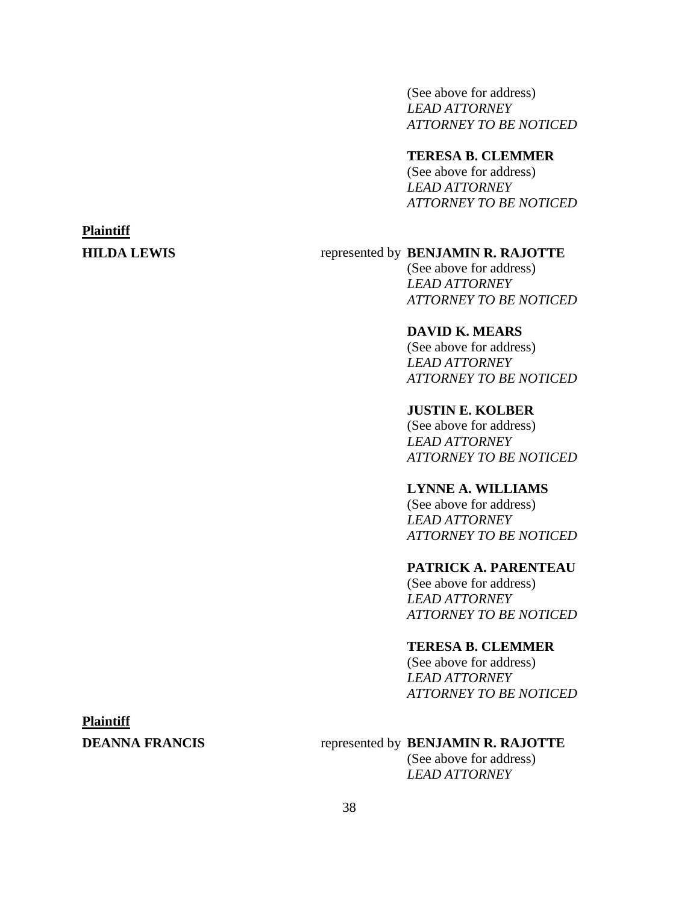(See above for address)
*LEAD ATTORNEY*
*ATTORNEY TO BE NOTICED*

**TERESA B. CLEMMER**
(See above for address)
*LEAD ATTORNEY*
*ATTORNEY TO BE NOTICED*

**Plaintiff**

**HILDA LEWIS** represented by **BENJAMIN R. RAJOTTE**
(See above for address)
*LEAD ATTORNEY*
*ATTORNEY TO BE NOTICED*

**DAVID K. MEARS**
(See above for address)
*LEAD ATTORNEY*
*ATTORNEY TO BE NOTICED*

**JUSTIN E. KOLBER**
(See above for address)
*LEAD ATTORNEY*
*ATTORNEY TO BE NOTICED*

**LYNNE A. WILLIAMS**
(See above for address)
*LEAD ATTORNEY*
*ATTORNEY TO BE NOTICED*

**PATRICK A. PARENTEAU**
(See above for address)
*LEAD ATTORNEY*
*ATTORNEY TO BE NOTICED*

**TERESA B. CLEMMER**
(See above for address)
*LEAD ATTORNEY*
*ATTORNEY TO BE NOTICED*

**Plaintiff**

**DEANNA FRANCIS** represented by **BENJAMIN R. RAJOTTE**
(See above for address)
*LEAD ATTORNEY*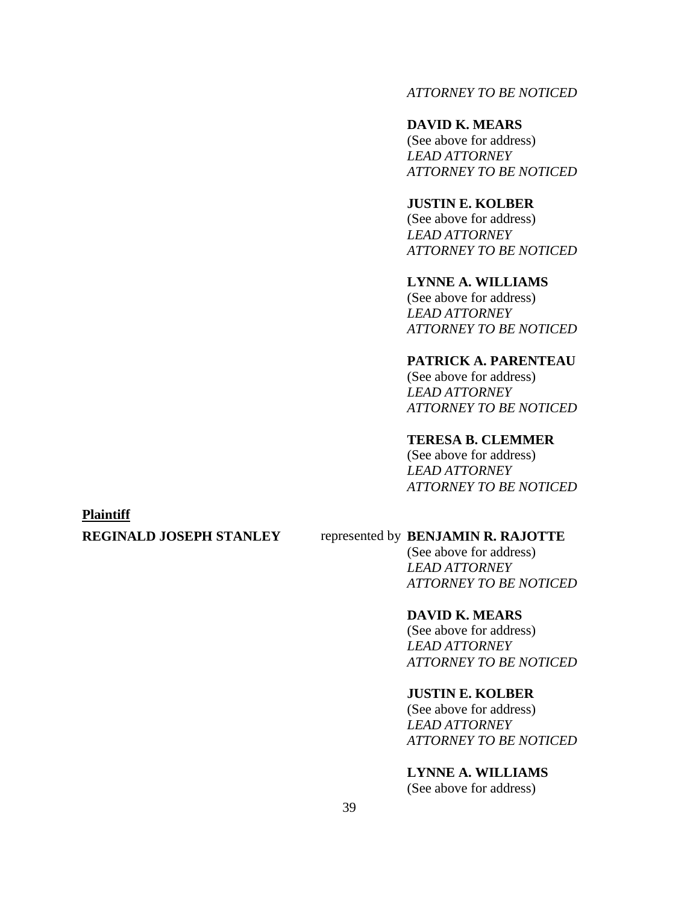*ATTORNEY TO BE NOTICED*

**DAVID K. MEARS**
(See above for address)
*LEAD ATTORNEY*
*ATTORNEY TO BE NOTICED*

**JUSTIN E. KOLBER**
(See above for address)
*LEAD ATTORNEY*
*ATTORNEY TO BE NOTICED*

**LYNNE A. WILLIAMS**
(See above for address)
*LEAD ATTORNEY*
*ATTORNEY TO BE NOTICED*

**PATRICK A. PARENTEAU**
(See above for address)
*LEAD ATTORNEY*
*ATTORNEY TO BE NOTICED*

**TERESA B. CLEMMER**
(See above for address)
*LEAD ATTORNEY*
*ATTORNEY TO BE NOTICED*

**Plaintiff**

**REGINALD JOSEPH STANLEY** represented by **BENJAMIN R. RAJOTTE**
(See above for address)
*LEAD ATTORNEY*
*ATTORNEY TO BE NOTICED*

**DAVID K. MEARS**
(See above for address)
*LEAD ATTORNEY*
*ATTORNEY TO BE NOTICED*

**JUSTIN E. KOLBER**
(See above for address)
*LEAD ATTORNEY*
*ATTORNEY TO BE NOTICED*

**LYNNE A. WILLIAMS**
(See above for address)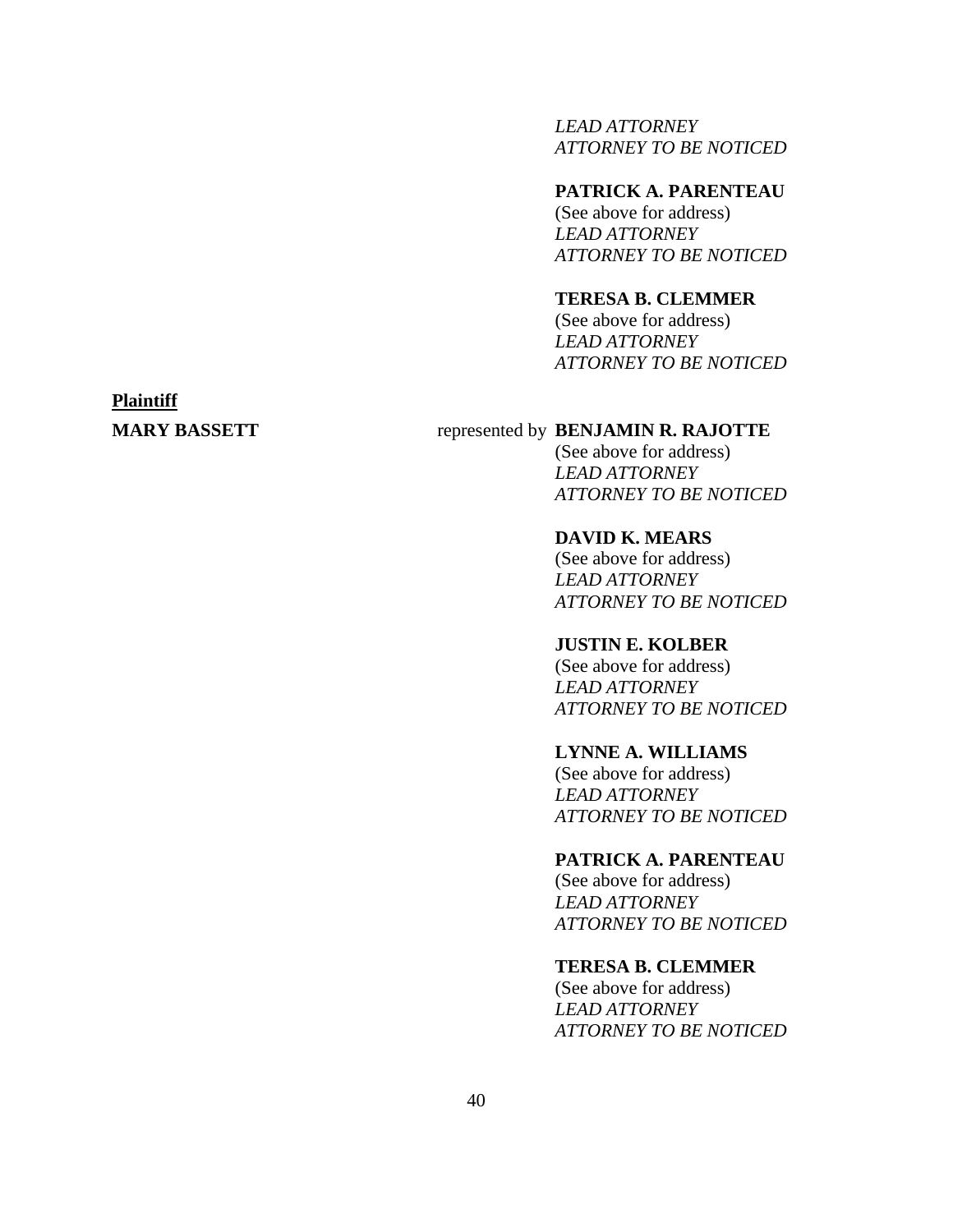*LEAD ATTORNEY*
*ATTORNEY TO BE NOTICED*

**PATRICK A. PARENTEAU**
(See above for address)
*LEAD ATTORNEY*
*ATTORNEY TO BE NOTICED*

**TERESA B. CLEMMER**
(See above for address)
*LEAD ATTORNEY*
*ATTORNEY TO BE NOTICED*

**Plaintiff**

**MARY BASSETT** represented by **BENJAMIN R. RAJOTTE**
(See above for address)
*LEAD ATTORNEY*
*ATTORNEY TO BE NOTICED*

**DAVID K. MEARS**
(See above for address)
*LEAD ATTORNEY*
*ATTORNEY TO BE NOTICED*

**JUSTIN E. KOLBER**
(See above for address)
*LEAD ATTORNEY*
*ATTORNEY TO BE NOTICED*

**LYNNE A. WILLIAMS**
(See above for address)
*LEAD ATTORNEY*
*ATTORNEY TO BE NOTICED*

**PATRICK A. PARENTEAU**
(See above for address)
*LEAD ATTORNEY*
*ATTORNEY TO BE NOTICED*

**TERESA B. CLEMMER**
(See above for address)
*LEAD ATTORNEY*
*ATTORNEY TO BE NOTICED*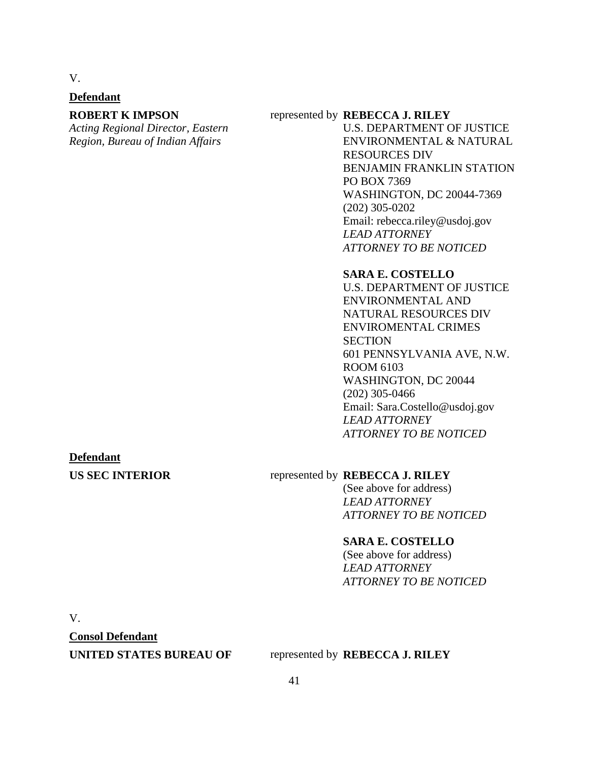V.

**Defendant**

**ROBERT K IMPSON**
*Acting Regional Director, Eastern Region, Bureau of Indian Affairs*

represented by **REBECCA J. RILEY**
U.S. DEPARTMENT OF JUSTICE
ENVIRONMENTAL & NATURAL RESOURCES DIV
BENJAMIN FRANKLIN STATION
PO BOX 7369
WASHINGTON, DC 20044-7369
(202) 305-0202
Email: rebecca.riley@usdoj.gov
*LEAD ATTORNEY*
*ATTORNEY TO BE NOTICED*

**SARA E. COSTELLO**
U.S. DEPARTMENT OF JUSTICE
ENVIRONMENTAL AND NATURAL RESOURCES DIV
ENVIROMENTAL CRIMES SECTION
601 PENNSYLVANIA AVE, N.W.
ROOM 6103
WASHINGTON, DC 20044
(202) 305-0466
Email: Sara.Costello@usdoj.gov
*LEAD ATTORNEY*
*ATTORNEY TO BE NOTICED*

**Defendant**

**US SEC INTERIOR**

represented by **REBECCA J. RILEY**
(See above for address)
*LEAD ATTORNEY*
*ATTORNEY TO BE NOTICED*

**SARA E. COSTELLO**
(See above for address)
*LEAD ATTORNEY*
*ATTORNEY TO BE NOTICED*

V.

**Consol Defendant**

**UNITED STATES BUREAU OF**

represented by **REBECCA J. RILEY**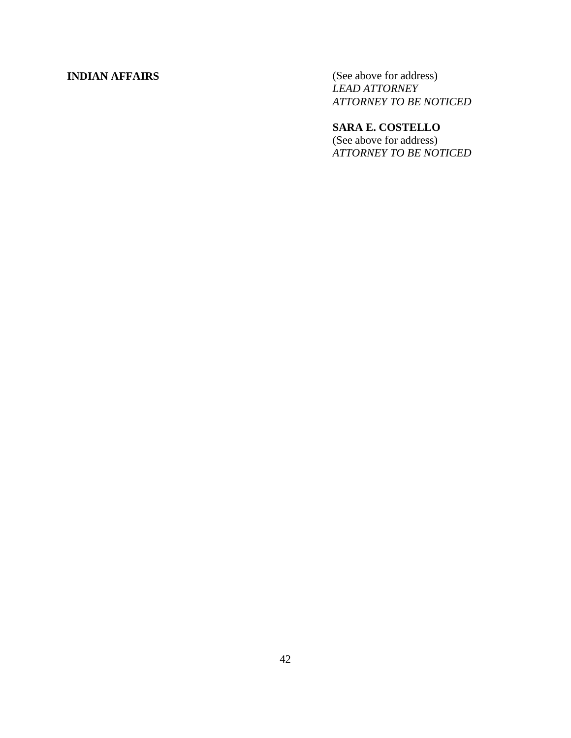**INDIAN AFFAIRS**

(See above for address)
*LEAD ATTORNEY*
*ATTORNEY TO BE NOTICED*

**SARA E. COSTELLO**
(See above for address)
*ATTORNEY TO BE NOTICED*